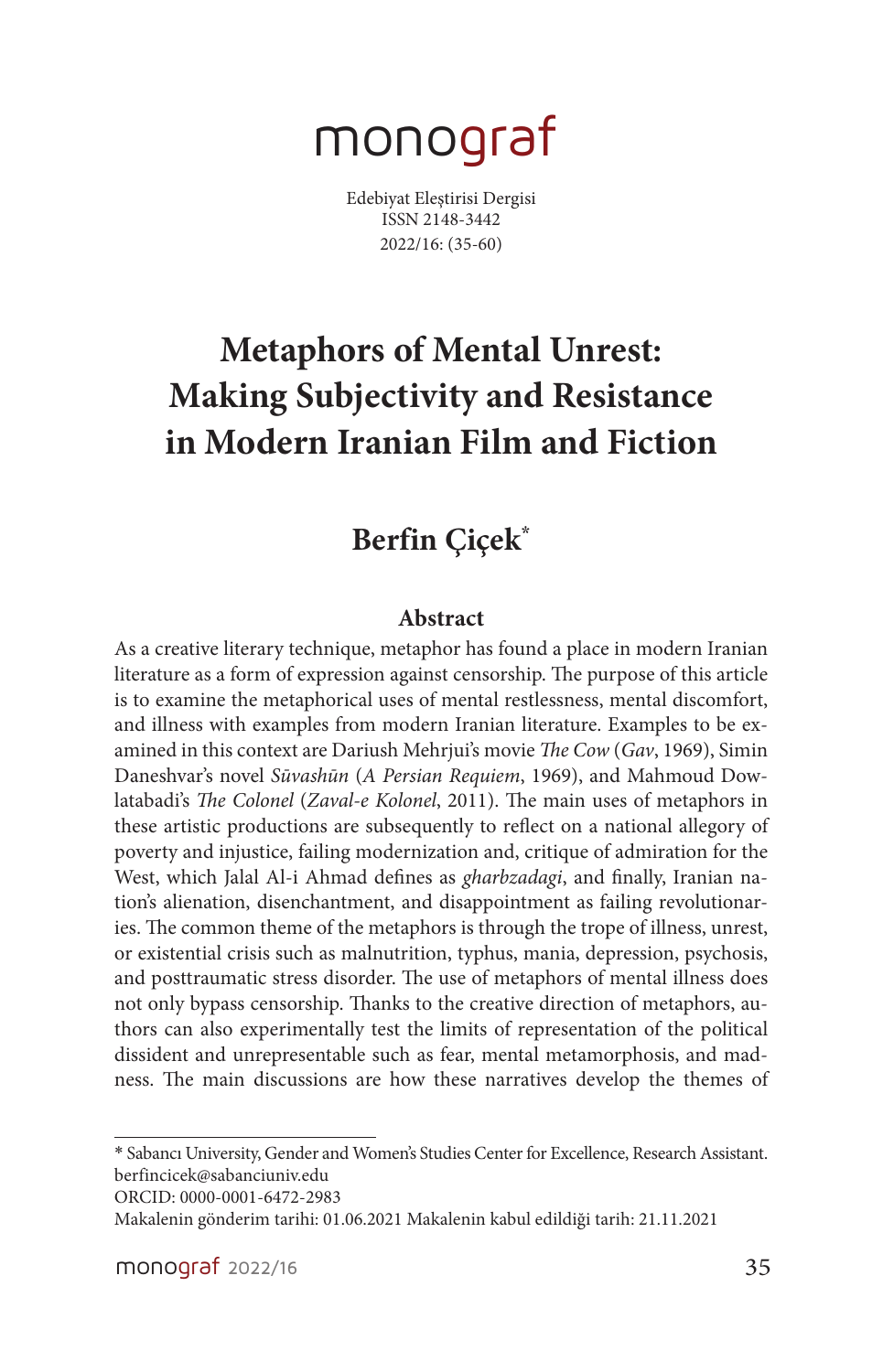monograf

Edebiyat Eleştirisi Dergisi
ISSN 2148-3442
2022/16: (35-60)

# Metaphors of Mental Unrest: Making Subjectivity and Resistance in Modern Iranian Film and Fiction

## Berfin Çiçek*

### Abstract

As a creative literary technique, metaphor has found a place in modern Iranian literature as a form of expression against censorship. The purpose of this article is to examine the metaphorical uses of mental restlessness, mental discomfort, and illness with examples from modern Iranian literature. Examples to be examined in this context are Dariush Mehrjui's movie *The Cow* (*Gav*, 1969), Simin Daneshvar's novel *Sūvashūn* (*A Persian Requiem*, 1969), and Mahmoud Dowlatabadi's *The Colonel* (*Zaval-e Kolonel*, 2011). The main uses of metaphors in these artistic productions are subsequently to reflect on a national allegory of poverty and injustice, failing modernization and, critique of admiration for the West, which Jalal Al-i Ahmad defines as *gharbzadagi*, and finally, Iranian nation's alienation, disenchantment, and disappointment as failing revolutionaries. The common theme of the metaphors is through the trope of illness, unrest, or existential crisis such as malnutrition, typhus, mania, depression, psychosis, and posttraumatic stress disorder. The use of metaphors of mental illness does not only bypass censorship. Thanks to the creative direction of metaphors, authors can also experimentally test the limits of representation of the political dissident and unrepresentable such as fear, mental metamorphosis, and madness. The main discussions are how these narratives develop the themes of

---

\* Sabancı University, Gender and Women's Studies Center for Excellence, Research Assistant. berfincicek@sabanciuniv.edu
ORCID: 0000-0001-6472-2983
Makalenin gönderim tarihi: 01.06.2021 Makalenin kabul edildiği tarih: 21.11.2021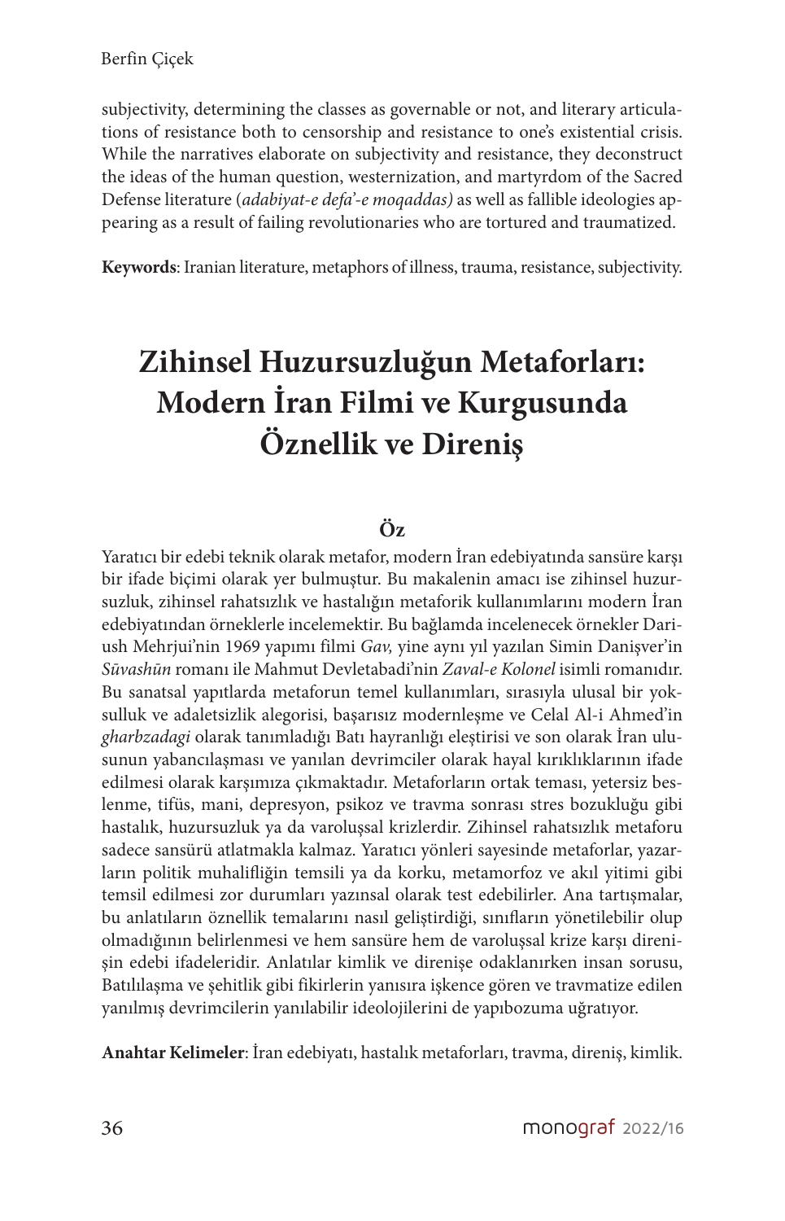subjectivity, determining the classes as governable or not, and literary articulations of resistance both to censorship and resistance to one's existential crisis. While the narratives elaborate on subjectivity and resistance, they deconstruct the ideas of the human question, westernization, and martyrdom of the Sacred Defense literature (*adabiyat-e defa'-e moqaddas)* as well as fallible ideologies appearing as a result of failing revolutionaries who are tortured and traumatized.

**Keywords**: Iranian literature, metaphors of illness, trauma, resistance, subjectivity.

# Zihinsel Huzursuzluğun Metaforları: Modern İran Filmi ve Kurgusunda Öznellik ve Direniş

## Öz

Yaratıcı bir edebi teknik olarak metafor, modern İran edebiyatında sansüre karşı bir ifade biçimi olarak yer bulmuştur. Bu makalenin amacı ise zihinsel huzursuzluk, zihinsel rahatsızlık ve hastalığın metaforik kullanımlarını modern İran edebiyatından örneklerle incelemektir. Bu bağlamda incelenecek örnekler Dariush Mehrjui'nin 1969 yapımı filmi *Gav,* yine aynı yıl yazılan Simin Danişver'in *Sūvashūn* romanı ile Mahmut Devletabadi'nin *Zaval-e Kolonel* isimli romanıdır. Bu sanatsal yapıtlarda metaforun temel kullanımları, sırasıyla ulusal bir yoksulluk ve adaletsizlik alegorisi, başarısız modernleşme ve Celal Al-i Ahmed'in *gharbzadagi* olarak tanımladığı Batı hayranlığı eleştirisi ve son olarak İran ulusunun yabancılaşması ve yanılan devrimciler olarak hayal kırıklıklarının ifade edilmesi olarak karşımıza çıkmaktadır. Metaforların ortak teması, yetersiz beslenme, tifüs, mani, depresyon, psikoz ve travma sonrası stres bozukluğu gibi hastalık, huzursuzluk ya da varoluşsal krizlerdir. Zihinsel rahatsızlık metaforu sadece sansürü atlatmakla kalmaz. Yaratıcı yönleri sayesinde metaforlar, yazarların politik muhalifliğin temsili ya da korku, metamorfoz ve akıl yitimi gibi temsil edilmesi zor durumları yazınsal olarak test edebilirler. Ana tartışmalar, bu anlatıların öznellik temalarını nasıl geliştirdiği, sınıfların yönetilebilir olup olmadığının belirlenmesi ve hem sansüre hem de varoluşsal krize karşı direnişin edebi ifadeleridir. Anlatılar kimlik ve direnişe odaklanırken insan sorusu, Batılılaşma ve şehitlik gibi fikirlerin yanısıra işkence gören ve travmatize edilen yanılmış devrimcilerin yanılabilir ideolojilerini de yapıbozuma uğratıyor.

**Anahtar Kelimeler**: İran edebiyatı, hastalık metaforları, travma, direniş, kimlik.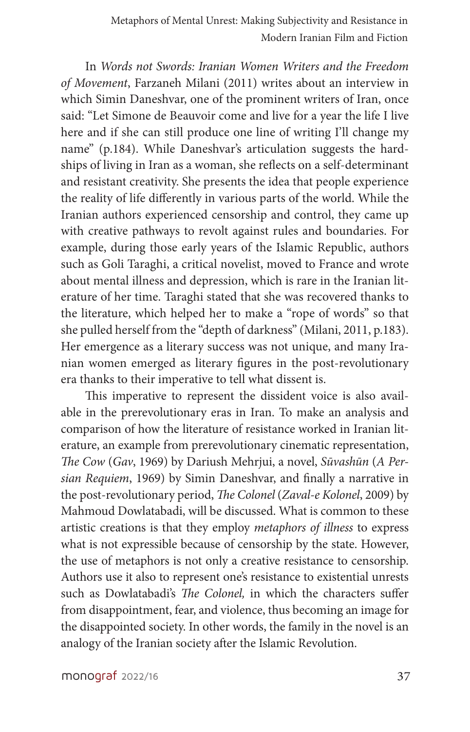In *Words not Swords: Iranian Women Writers and the Freedom of Movement*, Farzaneh Milani (2011) writes about an interview in which Simin Daneshvar, one of the prominent writers of Iran, once said: "Let Simone de Beauvoir come and live for a year the life I live here and if she can still produce one line of writing I'll change my name" (p.184). While Daneshvar's articulation suggests the hardships of living in Iran as a woman, she reflects on a self-determinant and resistant creativity. She presents the idea that people experience the reality of life differently in various parts of the world. While the Iranian authors experienced censorship and control, they came up with creative pathways to revolt against rules and boundaries. For example, during those early years of the Islamic Republic, authors such as Goli Taraghi, a critical novelist, moved to France and wrote about mental illness and depression, which is rare in the Iranian literature of her time. Taraghi stated that she was recovered thanks to the literature, which helped her to make a "rope of words" so that she pulled herself from the "depth of darkness" (Milani, 2011, p.183). Her emergence as a literary success was not unique, and many Iranian women emerged as literary figures in the post-revolutionary era thanks to their imperative to tell what dissent is.

This imperative to represent the dissident voice is also available in the prerevolutionary eras in Iran. To make an analysis and comparison of how the literature of resistance worked in Iranian literature, an example from prerevolutionary cinematic representation, *The Cow* (*Gav*, 1969) by Dariush Mehrjui, a novel, *Sūvashūn* (*A Persian Requiem*, 1969) by Simin Daneshvar, and finally a narrative in the post-revolutionary period, *The Colonel* (*Zaval-e Kolonel*, 2009) by Mahmoud Dowlatabadi, will be discussed. What is common to these artistic creations is that they employ *metaphors of illness* to express what is not expressible because of censorship by the state. However, the use of metaphors is not only a creative resistance to censorship. Authors use it also to represent one's resistance to existential unrests such as Dowlatabadi's *The Colonel,* in which the characters suffer from disappointment, fear, and violence, thus becoming an image for the disappointed society. In other words, the family in the novel is an analogy of the Iranian society after the Islamic Revolution.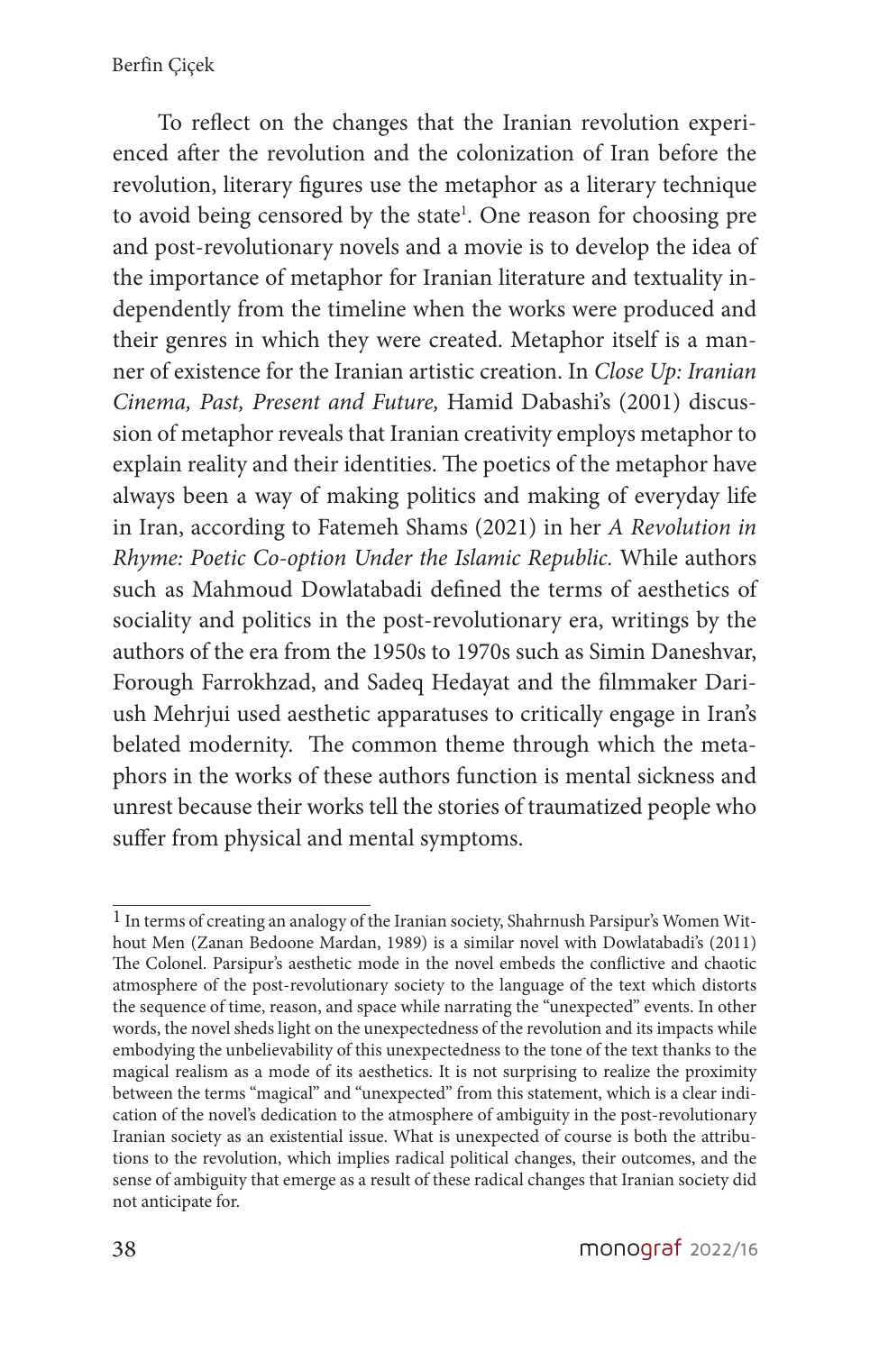To reflect on the changes that the Iranian revolution experienced after the revolution and the colonization of Iran before the revolution, literary figures use the metaphor as a literary technique to avoid being censored by the state[1]. One reason for choosing pre and post-revolutionary novels and a movie is to develop the idea of the importance of metaphor for Iranian literature and textuality independently from the timeline when the works were produced and their genres in which they were created. Metaphor itself is a manner of existence for the Iranian artistic creation. In *Close Up: Iranian Cinema, Past, Present and Future,* Hamid Dabashi's (2001) discussion of metaphor reveals that Iranian creativity employs metaphor to explain reality and their identities. The poetics of the metaphor have always been a way of making politics and making of everyday life in Iran, according to Fatemeh Shams (2021) in her *A Revolution in Rhyme: Poetic Co-option Under the Islamic Republic.* While authors such as Mahmoud Dowlatabadi defined the terms of aesthetics of sociality and politics in the post-revolutionary era, writings by the authors of the era from the 1950s to 1970s such as Simin Daneshvar, Forough Farrokhzad, and Sadeq Hedayat and the filmmaker Dariush Mehrjui used aesthetic apparatuses to critically engage in Iran's belated modernity. The common theme through which the metaphors in the works of these authors function is mental sickness and unrest because their works tell the stories of traumatized people who suffer from physical and mental symptoms.

---

[1] In terms of creating an analogy of the Iranian society, Shahrnush Parsipur's Women Without Men (Zanan Bedoone Mardan, 1989) is a similar novel with Dowlatabadi's (2011) The Colonel. Parsipur's aesthetic mode in the novel embeds the conflictive and chaotic atmosphere of the post-revolutionary society to the language of the text which distorts the sequence of time, reason, and space while narrating the "unexpected" events. In other words, the novel sheds light on the unexpectedness of the revolution and its impacts while embodying the unbelievability of this unexpectedness to the tone of the text thanks to the magical realism as a mode of its aesthetics. It is not surprising to realize the proximity between the terms "magical" and "unexpected" from this statement, which is a clear indication of the novel's dedication to the atmosphere of ambiguity in the post-revolutionary Iranian society as an existential issue. What is unexpected of course is both the attributions to the revolution, which implies radical political changes, their outcomes, and the sense of ambiguity that emerge as a result of these radical changes that Iranian society did not anticipate for.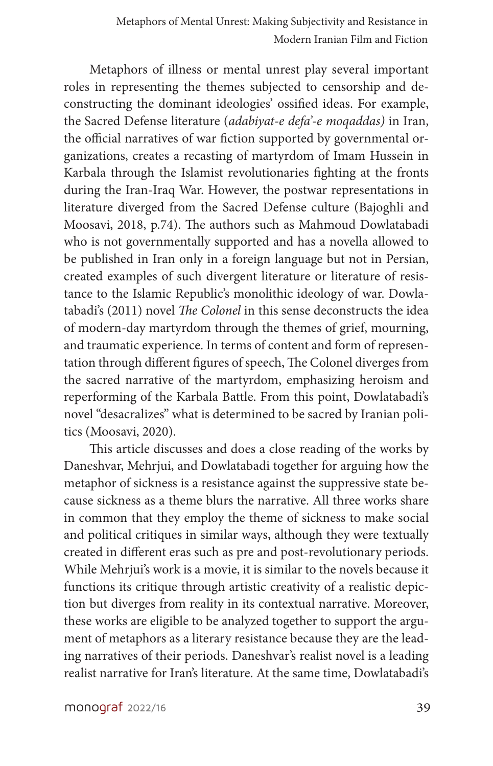Metaphors of illness or mental unrest play several important roles in representing the themes subjected to censorship and deconstructing the dominant ideologies' ossified ideas. For example, the Sacred Defense literature (*adabiyat-e defa'-e moqaddas)* in Iran, the official narratives of war fiction supported by governmental organizations, creates a recasting of martyrdom of Imam Hussein in Karbala through the Islamist revolutionaries fighting at the fronts during the Iran-Iraq War. However, the postwar representations in literature diverged from the Sacred Defense culture (Bajoghli and Moosavi, 2018, p.74). The authors such as Mahmoud Dowlatabadi who is not governmentally supported and has a novella allowed to be published in Iran only in a foreign language but not in Persian, created examples of such divergent literature or literature of resistance to the Islamic Republic's monolithic ideology of war. Dowlatabadi's (2011) novel *The Colonel* in this sense deconstructs the idea of modern-day martyrdom through the themes of grief, mourning, and traumatic experience. In terms of content and form of representation through different figures of speech, The Colonel diverges from the sacred narrative of the martyrdom, emphasizing heroism and reperforming of the Karbala Battle. From this point, Dowlatabadi's novel "desacralizes" what is determined to be sacred by Iranian politics (Moosavi, 2020).

This article discusses and does a close reading of the works by Daneshvar, Mehrjui, and Dowlatabadi together for arguing how the metaphor of sickness is a resistance against the suppressive state because sickness as a theme blurs the narrative. All three works share in common that they employ the theme of sickness to make social and political critiques in similar ways, although they were textually created in different eras such as pre and post-revolutionary periods. While Mehrjui's work is a movie, it is similar to the novels because it functions its critique through artistic creativity of a realistic depiction but diverges from reality in its contextual narrative. Moreover, these works are eligible to be analyzed together to support the argument of metaphors as a literary resistance because they are the leading narratives of their periods. Daneshvar's realist novel is a leading realist narrative for Iran's literature. At the same time, Dowlatabadi's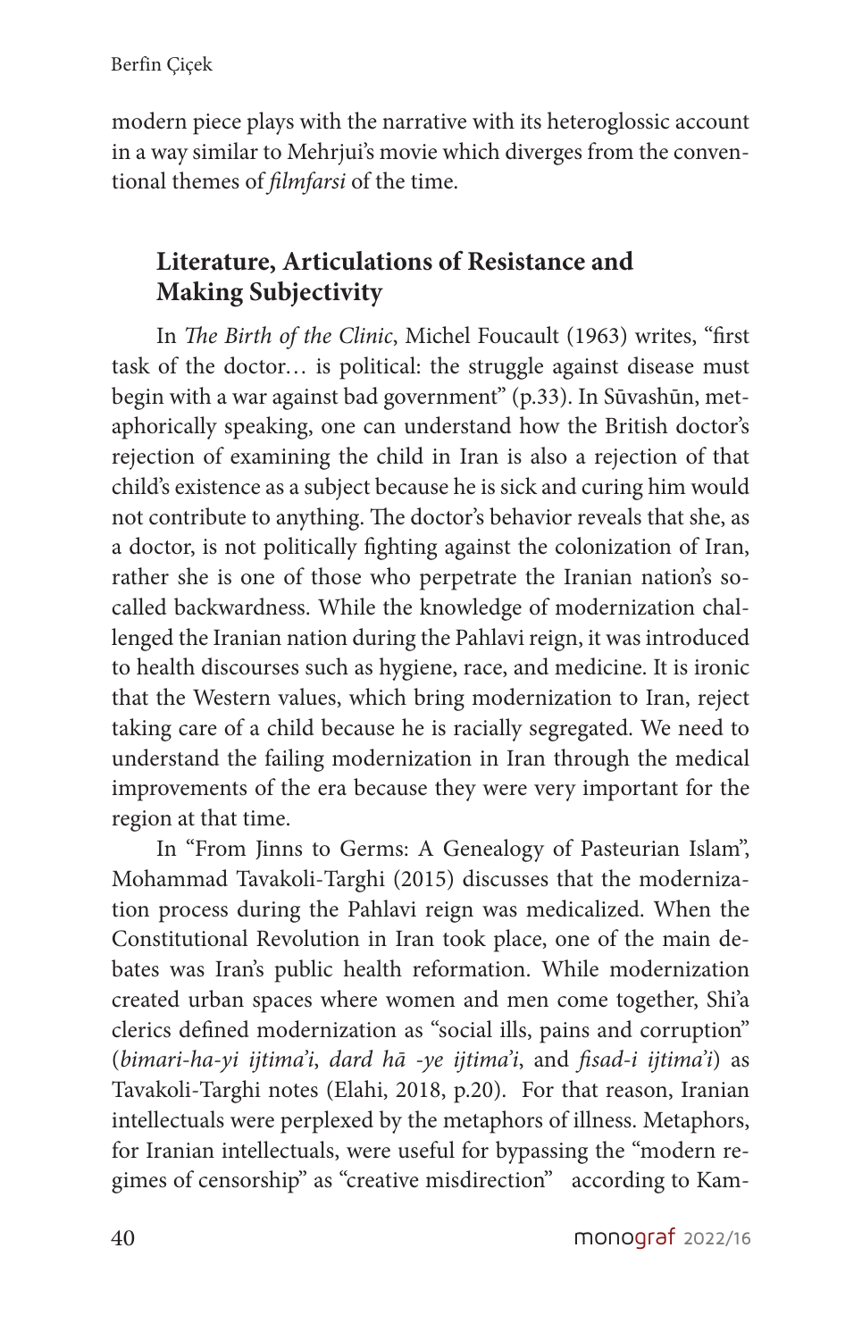modern piece plays with the narrative with its heteroglossic account in a way similar to Mehrjui's movie which diverges from the conventional themes of *filmfarsi* of the time.

## Literature, Articulations of Resistance and Making Subjectivity

In *The Birth of the Clinic*, Michel Foucault (1963) writes, "first task of the doctor… is political: the struggle against disease must begin with a war against bad government" (p.33). In Sūvashūn, metaphorically speaking, one can understand how the British doctor's rejection of examining the child in Iran is also a rejection of that child's existence as a subject because he is sick and curing him would not contribute to anything. The doctor's behavior reveals that she, as a doctor, is not politically fighting against the colonization of Iran, rather she is one of those who perpetrate the Iranian nation's so-called backwardness. While the knowledge of modernization challenged the Iranian nation during the Pahlavi reign, it was introduced to health discourses such as hygiene, race, and medicine. It is ironic that the Western values, which bring modernization to Iran, reject taking care of a child because he is racially segregated. We need to understand the failing modernization in Iran through the medical improvements of the era because they were very important for the region at that time.

In "From Jinns to Germs: A Genealogy of Pasteurian Islam", Mohammad Tavakoli-Targhi (2015) discusses that the modernization process during the Pahlavi reign was medicalized. When the Constitutional Revolution in Iran took place, one of the main debates was Iran's public health reformation. While modernization created urban spaces where women and men come together, Shi'a clerics defined modernization as "social ills, pains and corruption" (*bimari-ha-yi ijtima'i*, *dard hā -ye ijtima'i*, and *fisad-i ijtima'i*) as Tavakoli-Targhi notes (Elahi, 2018, p.20). For that reason, Iranian intellectuals were perplexed by the metaphors of illness. Metaphors, for Iranian intellectuals, were useful for bypassing the "modern regimes of censorship" as "creative misdirection" according to Kam-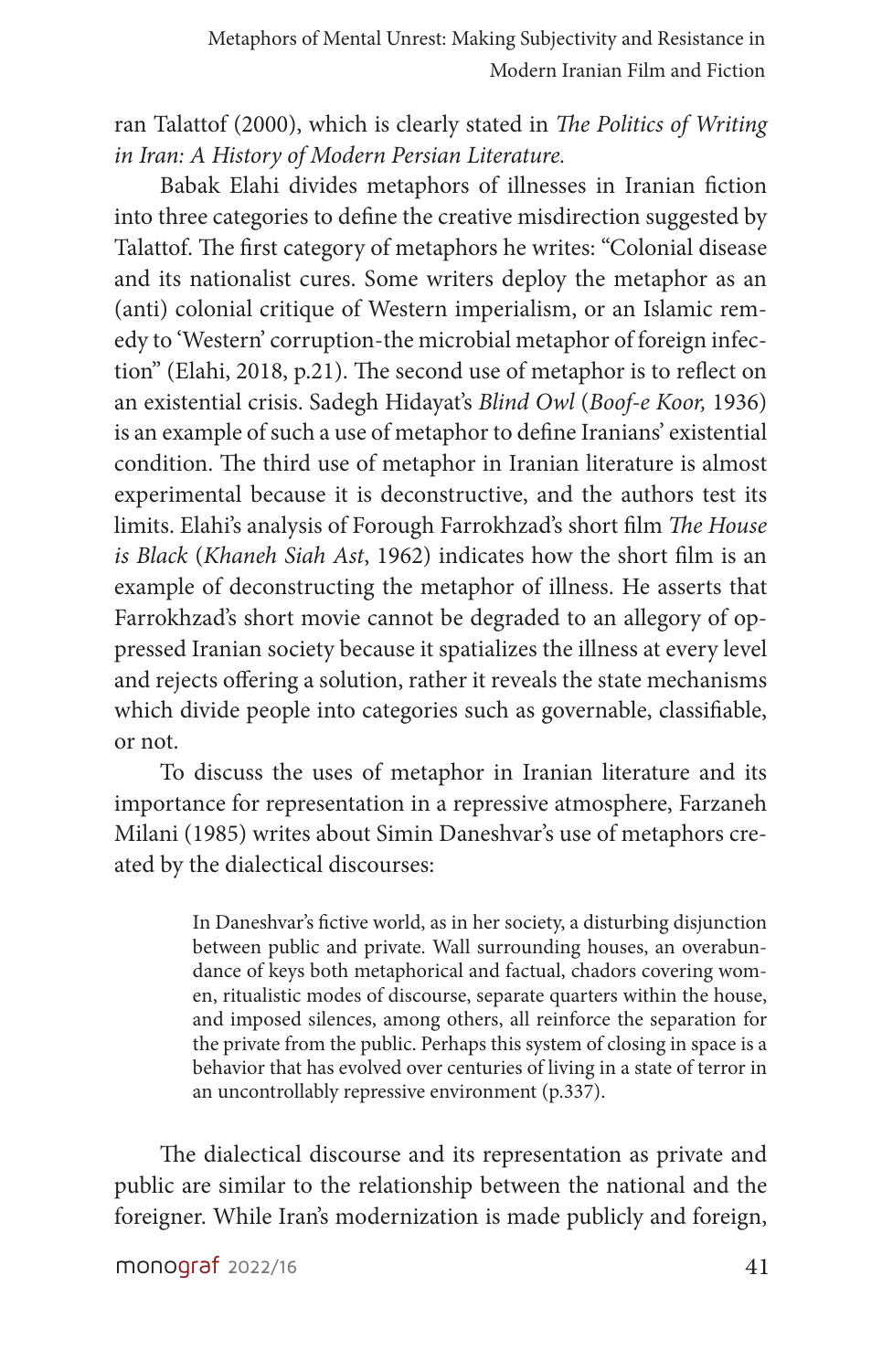ran Talattof (2000), which is clearly stated in *The Politics of Writing in Iran: A History of Modern Persian Literature.*

Babak Elahi divides metaphors of illnesses in Iranian fiction into three categories to define the creative misdirection suggested by Talattof. The first category of metaphors he writes: "Colonial disease and its nationalist cures. Some writers deploy the metaphor as an (anti) colonial critique of Western imperialism, or an Islamic remedy to 'Western' corruption-the microbial metaphor of foreign infection" (Elahi, 2018, p.21). The second use of metaphor is to reflect on an existential crisis. Sadegh Hidayat's *Blind Owl* (*Boof-e Koor,* 1936) is an example of such a use of metaphor to define Iranians' existential condition. The third use of metaphor in Iranian literature is almost experimental because it is deconstructive, and the authors test its limits. Elahi's analysis of Forough Farrokhzad's short film *The House is Black* (*Khaneh Siah Ast*, 1962) indicates how the short film is an example of deconstructing the metaphor of illness. He asserts that Farrokhzad's short movie cannot be degraded to an allegory of oppressed Iranian society because it spatializes the illness at every level and rejects offering a solution, rather it reveals the state mechanisms which divide people into categories such as governable, classifiable, or not.

To discuss the uses of metaphor in Iranian literature and its importance for representation in a repressive atmosphere, Farzaneh Milani (1985) writes about Simin Daneshvar's use of metaphors created by the dialectical discourses:

> In Daneshvar's fictive world, as in her society, a disturbing disjunction between public and private. Wall surrounding houses, an overabundance of keys both metaphorical and factual, chadors covering women, ritualistic modes of discourse, separate quarters within the house, and imposed silences, among others, all reinforce the separation for the private from the public. Perhaps this system of closing in space is a behavior that has evolved over centuries of living in a state of terror in an uncontrollably repressive environment (p.337).

The dialectical discourse and its representation as private and public are similar to the relationship between the national and the foreigner. While Iran's modernization is made publicly and foreign,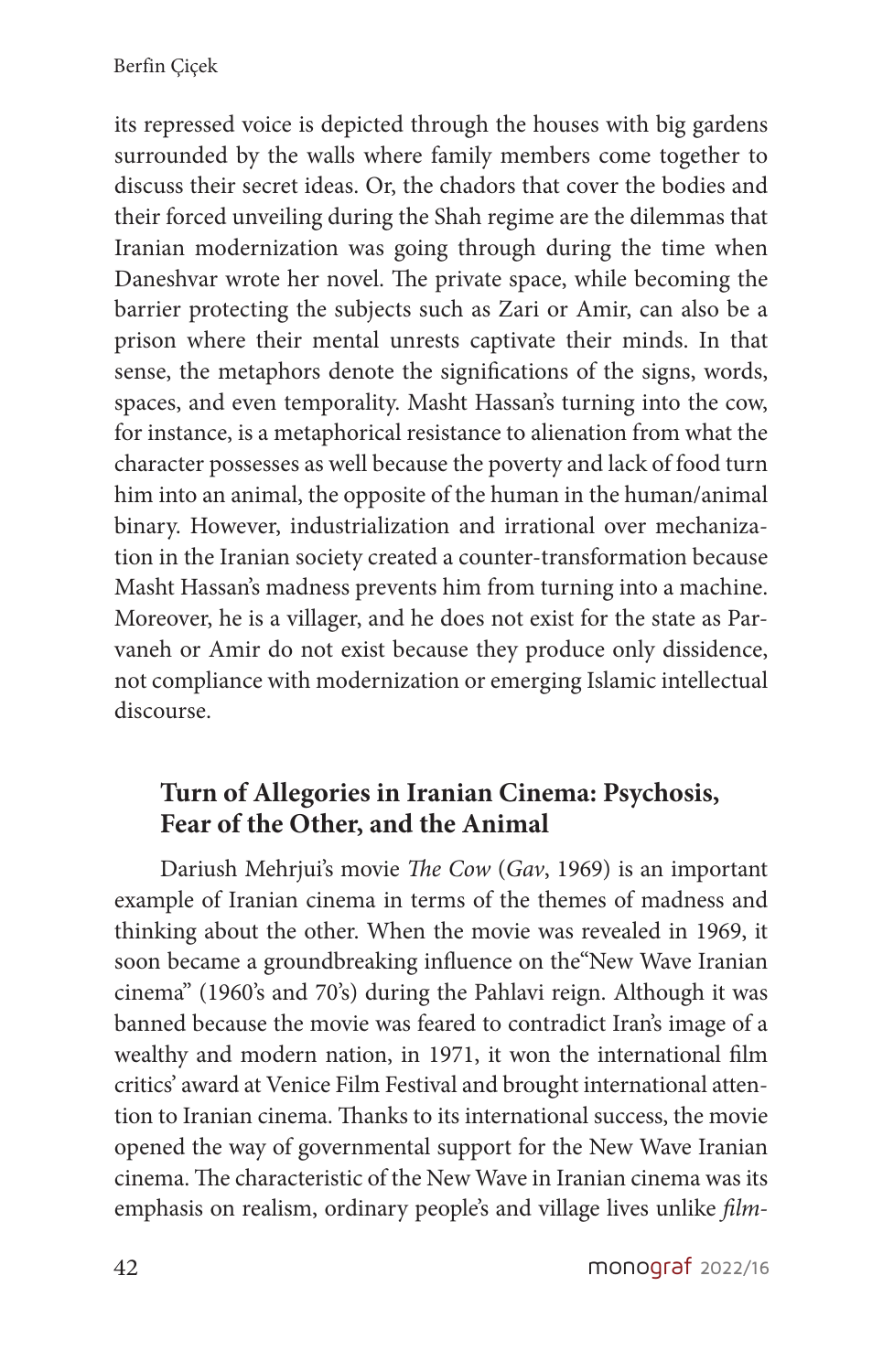its repressed voice is depicted through the houses with big gardens surrounded by the walls where family members come together to discuss their secret ideas. Or, the chadors that cover the bodies and their forced unveiling during the Shah regime are the dilemmas that Iranian modernization was going through during the time when Daneshvar wrote her novel. The private space, while becoming the barrier protecting the subjects such as Zari or Amir, can also be a prison where their mental unrests captivate their minds. In that sense, the metaphors denote the significations of the signs, words, spaces, and even temporality. Masht Hassan's turning into the cow, for instance, is a metaphorical resistance to alienation from what the character possesses as well because the poverty and lack of food turn him into an animal, the opposite of the human in the human/animal binary. However, industrialization and irrational over mechanization in the Iranian society created a counter-transformation because Masht Hassan's madness prevents him from turning into a machine. Moreover, he is a villager, and he does not exist for the state as Parvaneh or Amir do not exist because they produce only dissidence, not compliance with modernization or emerging Islamic intellectual discourse.

## Turn of Allegories in Iranian Cinema: Psychosis, Fear of the Other, and the Animal

Dariush Mehrjui's movie *The Cow* (*Gav*, 1969) is an important example of Iranian cinema in terms of the themes of madness and thinking about the other. When the movie was revealed in 1969, it soon became a groundbreaking influence on the"New Wave Iranian cinema" (1960's and 70's) during the Pahlavi reign. Although it was banned because the movie was feared to contradict Iran's image of a wealthy and modern nation, in 1971, it won the international film critics' award at Venice Film Festival and brought international attention to Iranian cinema. Thanks to its international success, the movie opened the way of governmental support for the New Wave Iranian cinema. The characteristic of the New Wave in Iranian cinema was its emphasis on realism, ordinary people's and village lives unlike *film-*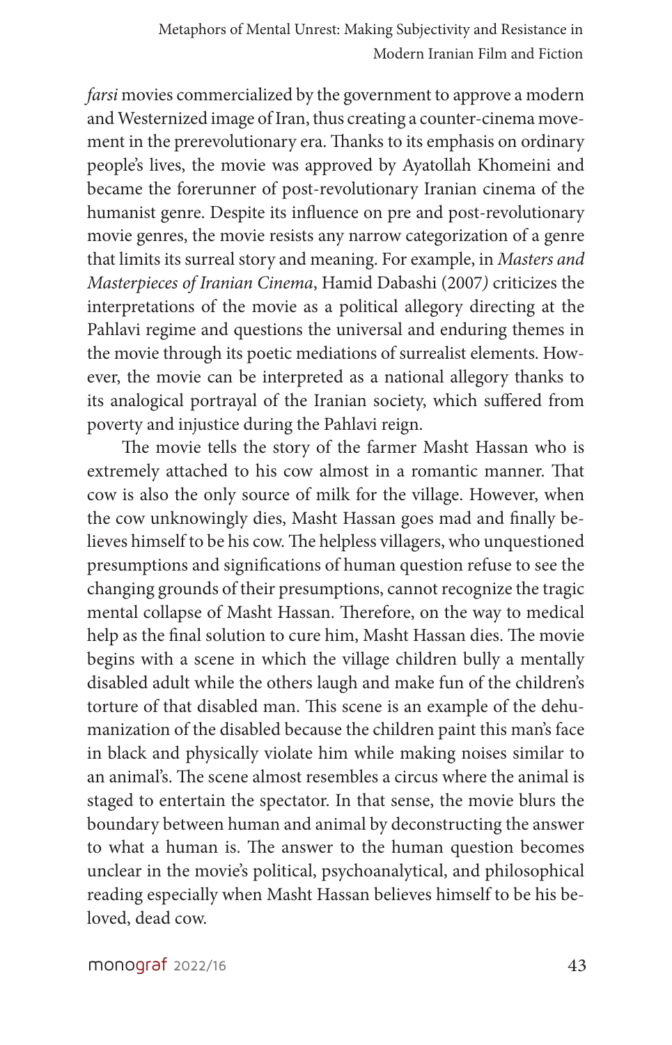*farsi* movies commercialized by the government to approve a modern and Westernized image of Iran, thus creating a counter-cinema movement in the prerevolutionary era. Thanks to its emphasis on ordinary people's lives, the movie was approved by Ayatollah Khomeini and became the forerunner of post-revolutionary Iranian cinema of the humanist genre. Despite its influence on pre and post-revolutionary movie genres, the movie resists any narrow categorization of a genre that limits its surreal story and meaning. For example, in *Masters and Masterpieces of Iranian Cinema*, Hamid Dabashi (2007) criticizes the interpretations of the movie as a political allegory directing at the Pahlavi regime and questions the universal and enduring themes in the movie through its poetic mediations of surrealist elements. However, the movie can be interpreted as a national allegory thanks to its analogical portrayal of the Iranian society, which suffered from poverty and injustice during the Pahlavi reign.

The movie tells the story of the farmer Masht Hassan who is extremely attached to his cow almost in a romantic manner. That cow is also the only source of milk for the village. However, when the cow unknowingly dies, Masht Hassan goes mad and finally believes himself to be his cow. The helpless villagers, who unquestioned presumptions and significations of human question refuse to see the changing grounds of their presumptions, cannot recognize the tragic mental collapse of Masht Hassan. Therefore, on the way to medical help as the final solution to cure him, Masht Hassan dies. The movie begins with a scene in which the village children bully a mentally disabled adult while the others laugh and make fun of the children's torture of that disabled man. This scene is an example of the dehumanization of the disabled because the children paint this man's face in black and physically violate him while making noises similar to an animal's. The scene almost resembles a circus where the animal is staged to entertain the spectator. In that sense, the movie blurs the boundary between human and animal by deconstructing the answer to what a human is. The answer to the human question becomes unclear in the movie's political, psychoanalytical, and philosophical reading especially when Masht Hassan believes himself to be his beloved, dead cow.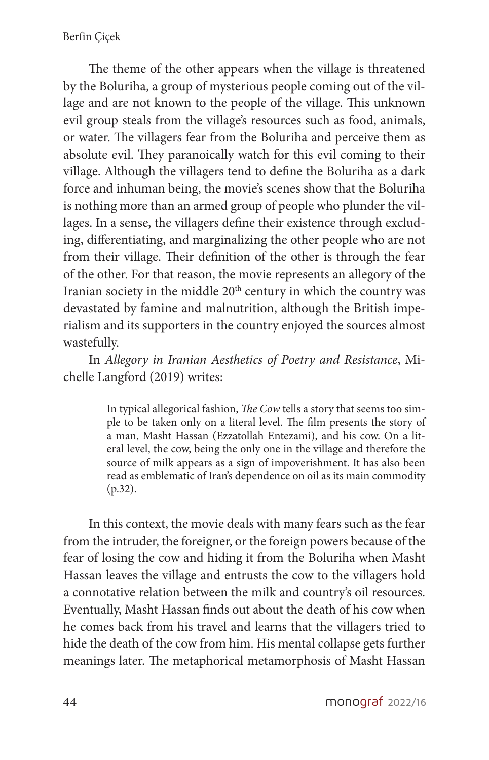The theme of the other appears when the village is threatened by the Boluriha, a group of mysterious people coming out of the village and are not known to the people of the village. This unknown evil group steals from the village's resources such as food, animals, or water. The villagers fear from the Boluriha and perceive them as absolute evil. They paranoically watch for this evil coming to their village. Although the villagers tend to define the Boluriha as a dark force and inhuman being, the movie's scenes show that the Boluriha is nothing more than an armed group of people who plunder the villages. In a sense, the villagers define their existence through excluding, differentiating, and marginalizing the other people who are not from their village. Their definition of the other is through the fear of the other. For that reason, the movie represents an allegory of the Iranian society in the middle 20th century in which the country was devastated by famine and malnutrition, although the British imperialism and its supporters in the country enjoyed the sources almost wastefully.

In *Allegory in Iranian Aesthetics of Poetry and Resistance*, Michelle Langford (2019) writes:

> In typical allegorical fashion, *The Cow* tells a story that seems too simple to be taken only on a literal level. The film presents the story of a man, Masht Hassan (Ezzatollah Entezami), and his cow. On a literal level, the cow, being the only one in the village and therefore the source of milk appears as a sign of impoverishment. It has also been read as emblematic of Iran's dependence on oil as its main commodity (p.32).

In this context, the movie deals with many fears such as the fear from the intruder, the foreigner, or the foreign powers because of the fear of losing the cow and hiding it from the Boluriha when Masht Hassan leaves the village and entrusts the cow to the villagers hold a connotative relation between the milk and country's oil resources. Eventually, Masht Hassan finds out about the death of his cow when he comes back from his travel and learns that the villagers tried to hide the death of the cow from him. His mental collapse gets further meanings later. The metaphorical metamorphosis of Masht Hassan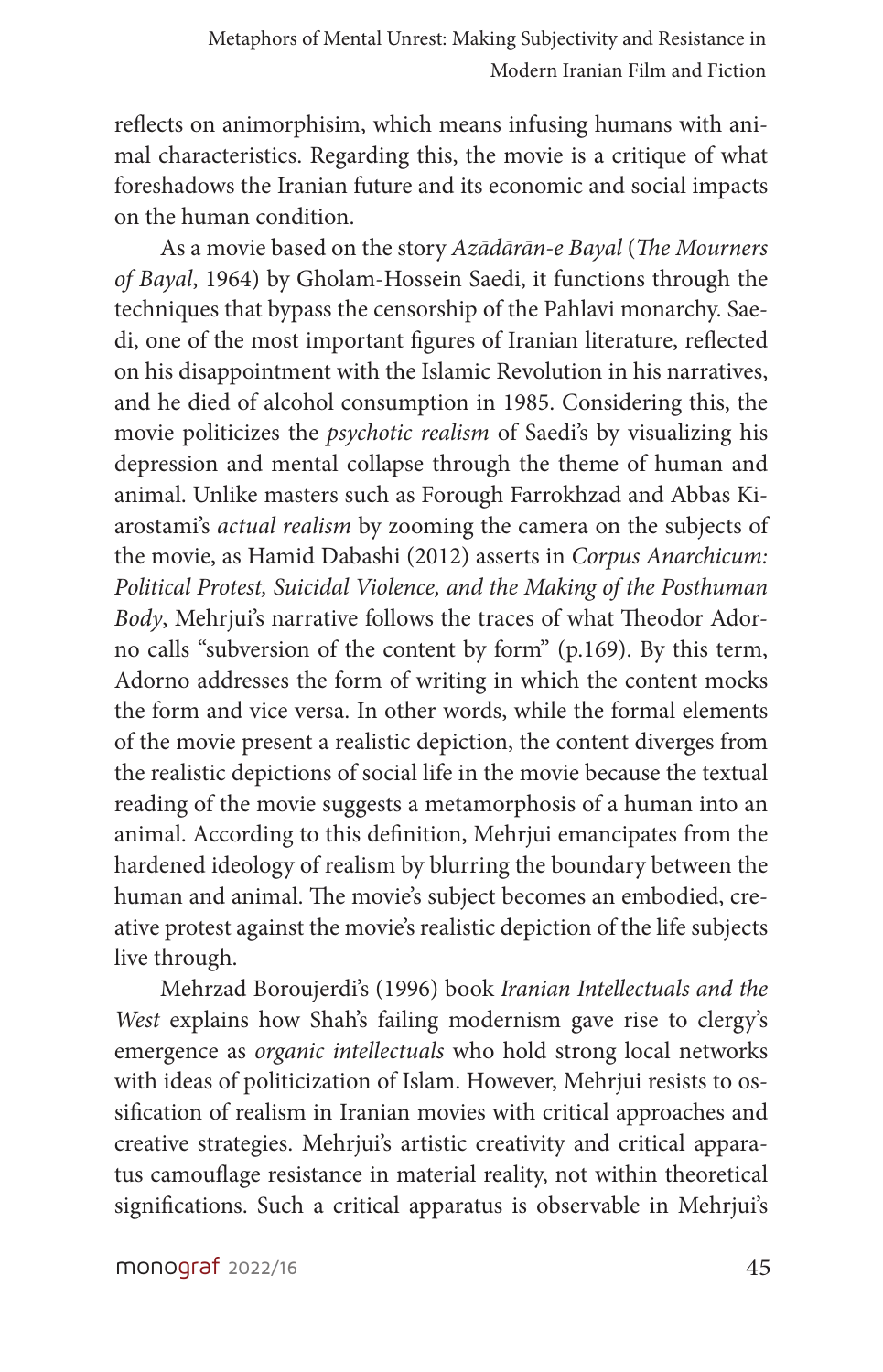reflects on animorphisim, which means infusing humans with animal characteristics. Regarding this, the movie is a critique of what foreshadows the Iranian future and its economic and social impacts on the human condition.

As a movie based on the story *Azādārān-e Bayal* (*The Mourners of Bayal*, 1964) by Gholam-Hossein Saedi, it functions through the techniques that bypass the censorship of the Pahlavi monarchy. Saedi, one of the most important figures of Iranian literature, reflected on his disappointment with the Islamic Revolution in his narratives, and he died of alcohol consumption in 1985. Considering this, the movie politicizes the *psychotic realism* of Saedi's by visualizing his depression and mental collapse through the theme of human and animal. Unlike masters such as Forough Farrokhzad and Abbas Kiarostami's *actual realism* by zooming the camera on the subjects of the movie, as Hamid Dabashi (2012) asserts in *Corpus Anarchicum: Political Protest, Suicidal Violence, and the Making of the Posthuman Body*, Mehrjui's narrative follows the traces of what Theodor Adorno calls "subversion of the content by form" (p.169). By this term, Adorno addresses the form of writing in which the content mocks the form and vice versa. In other words, while the formal elements of the movie present a realistic depiction, the content diverges from the realistic depictions of social life in the movie because the textual reading of the movie suggests a metamorphosis of a human into an animal. According to this definition, Mehrjui emancipates from the hardened ideology of realism by blurring the boundary between the human and animal. The movie's subject becomes an embodied, creative protest against the movie's realistic depiction of the life subjects live through.

Mehrzad Boroujerdi's (1996) book *Iranian Intellectuals and the West* explains how Shah's failing modernism gave rise to clergy's emergence as *organic intellectuals* who hold strong local networks with ideas of politicization of Islam. However, Mehrjui resists to ossification of realism in Iranian movies with critical approaches and creative strategies. Mehrjui's artistic creativity and critical apparatus camouflage resistance in material reality, not within theoretical significations. Such a critical apparatus is observable in Mehrjui's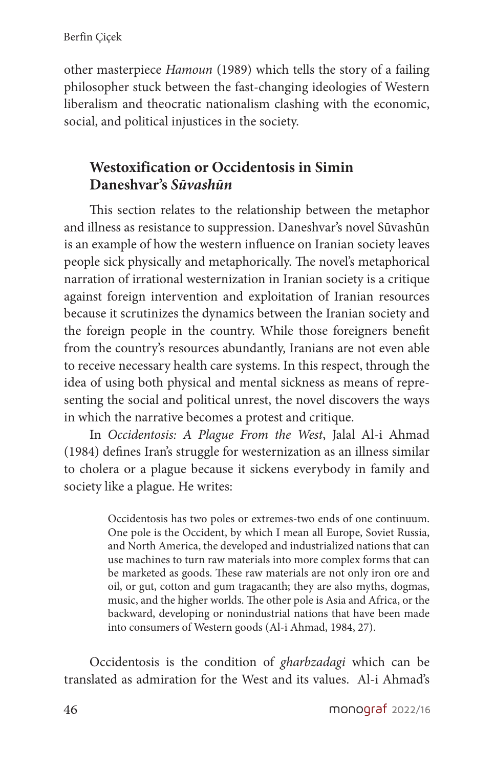other masterpiece *Hamoun* (1989) which tells the story of a failing philosopher stuck between the fast-changing ideologies of Western liberalism and theocratic nationalism clashing with the economic, social, and political injustices in the society.

## Westoxification or Occidentosis in Simin Daneshvar's *Sūvashūn*

This section relates to the relationship between the metaphor and illness as resistance to suppression. Daneshvar's novel Sūvashūn is an example of how the western influence on Iranian society leaves people sick physically and metaphorically. The novel's metaphorical narration of irrational westernization in Iranian society is a critique against foreign intervention and exploitation of Iranian resources because it scrutinizes the dynamics between the Iranian society and the foreign people in the country. While those foreigners benefit from the country's resources abundantly, Iranians are not even able to receive necessary health care systems. In this respect, through the idea of using both physical and mental sickness as means of representing the social and political unrest, the novel discovers the ways in which the narrative becomes a protest and critique.

In *Occidentosis: A Plague From the West*, Jalal Al-i Ahmad (1984) defines Iran's struggle for westernization as an illness similar to cholera or a plague because it sickens everybody in family and society like a plague. He writes:

> Occidentosis has two poles or extremes-two ends of one continuum. One pole is the Occident, by which I mean all Europe, Soviet Russia, and North America, the developed and industrialized nations that can use machines to turn raw materials into more complex forms that can be marketed as goods. These raw materials are not only iron ore and oil, or gut, cotton and gum tragacanth; they are also myths, dogmas, music, and the higher worlds. The other pole is Asia and Africa, or the backward, developing or nonindustrial nations that have been made into consumers of Western goods (Al-i Ahmad, 1984, 27).

Occidentosis is the condition of *gharbzadagi* which can be translated as admiration for the West and its values. Al-i Ahmad's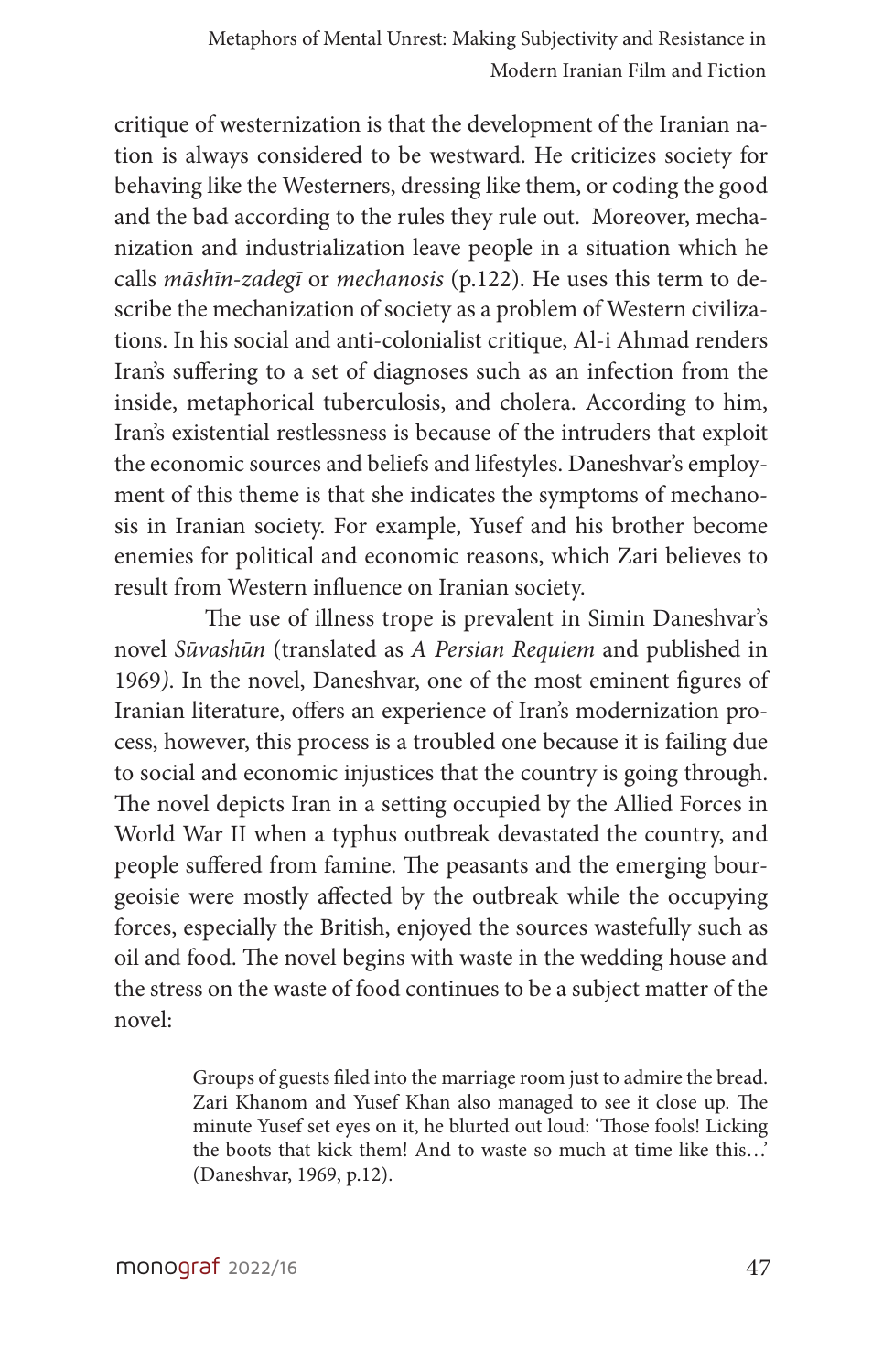critique of westernization is that the development of the Iranian nation is always considered to be westward. He criticizes society for behaving like the Westerners, dressing like them, or coding the good and the bad according to the rules they rule out. Moreover, mechanization and industrialization leave people in a situation which he calls *māshīn-zadegī* or *mechanosis* (p.122). He uses this term to describe the mechanization of society as a problem of Western civilizations. In his social and anti-colonialist critique, Al-i Ahmad renders Iran's suffering to a set of diagnoses such as an infection from the inside, metaphorical tuberculosis, and cholera. According to him, Iran's existential restlessness is because of the intruders that exploit the economic sources and beliefs and lifestyles. Daneshvar's employment of this theme is that she indicates the symptoms of mechanosis in Iranian society. For example, Yusef and his brother become enemies for political and economic reasons, which Zari believes to result from Western influence on Iranian society.

The use of illness trope is prevalent in Simin Daneshvar's novel *Sūvashūn* (translated as *A Persian Requiem* and published in 1969). In the novel, Daneshvar, one of the most eminent figures of Iranian literature, offers an experience of Iran's modernization process, however, this process is a troubled one because it is failing due to social and economic injustices that the country is going through. The novel depicts Iran in a setting occupied by the Allied Forces in World War II when a typhus outbreak devastated the country, and people suffered from famine. The peasants and the emerging bourgeoisie were mostly affected by the outbreak while the occupying forces, especially the British, enjoyed the sources wastefully such as oil and food. The novel begins with waste in the wedding house and the stress on the waste of food continues to be a subject matter of the novel:

> Groups of guests filed into the marriage room just to admire the bread. Zari Khanom and Yusef Khan also managed to see it close up. The minute Yusef set eyes on it, he blurted out loud: 'Those fools! Licking the boots that kick them! And to waste so much at time like this…' (Daneshvar, 1969, p.12).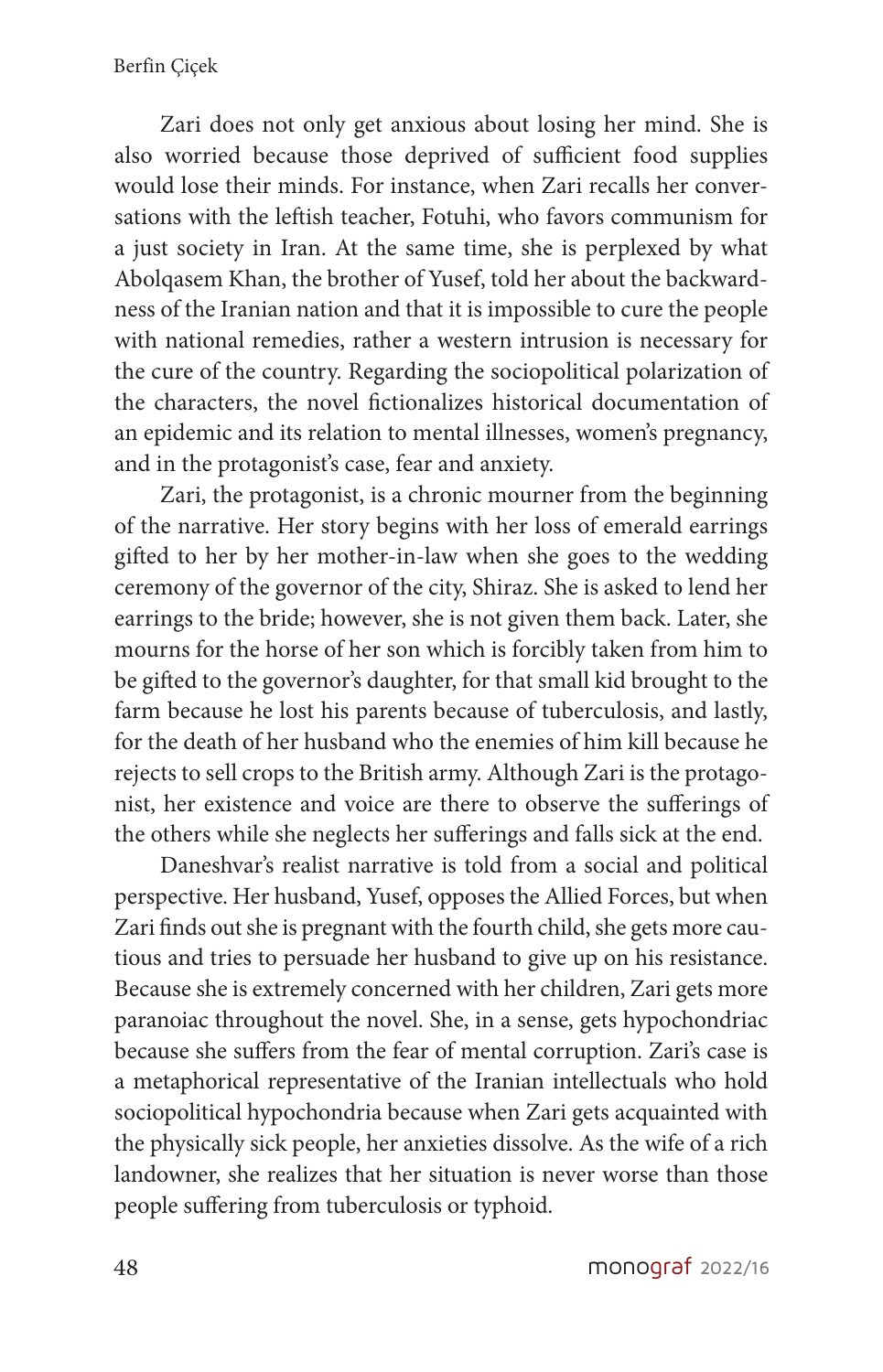Zari does not only get anxious about losing her mind. She is also worried because those deprived of sufficient food supplies would lose their minds. For instance, when Zari recalls her conversations with the leftish teacher, Fotuhi, who favors communism for a just society in Iran. At the same time, she is perplexed by what Abolqasem Khan, the brother of Yusef, told her about the backwardness of the Iranian nation and that it is impossible to cure the people with national remedies, rather a western intrusion is necessary for the cure of the country. Regarding the sociopolitical polarization of the characters, the novel fictionalizes historical documentation of an epidemic and its relation to mental illnesses, women's pregnancy, and in the protagonist's case, fear and anxiety.

Zari, the protagonist, is a chronic mourner from the beginning of the narrative. Her story begins with her loss of emerald earrings gifted to her by her mother-in-law when she goes to the wedding ceremony of the governor of the city, Shiraz. She is asked to lend her earrings to the bride; however, she is not given them back. Later, she mourns for the horse of her son which is forcibly taken from him to be gifted to the governor's daughter, for that small kid brought to the farm because he lost his parents because of tuberculosis, and lastly, for the death of her husband who the enemies of him kill because he rejects to sell crops to the British army. Although Zari is the protagonist, her existence and voice are there to observe the sufferings of the others while she neglects her sufferings and falls sick at the end.

Daneshvar's realist narrative is told from a social and political perspective. Her husband, Yusef, opposes the Allied Forces, but when Zari finds out she is pregnant with the fourth child, she gets more cautious and tries to persuade her husband to give up on his resistance. Because she is extremely concerned with her children, Zari gets more paranoiac throughout the novel. She, in a sense, gets hypochondriac because she suffers from the fear of mental corruption. Zari's case is a metaphorical representative of the Iranian intellectuals who hold sociopolitical hypochondria because when Zari gets acquainted with the physically sick people, her anxieties dissolve. As the wife of a rich landowner, she realizes that her situation is never worse than those people suffering from tuberculosis or typhoid.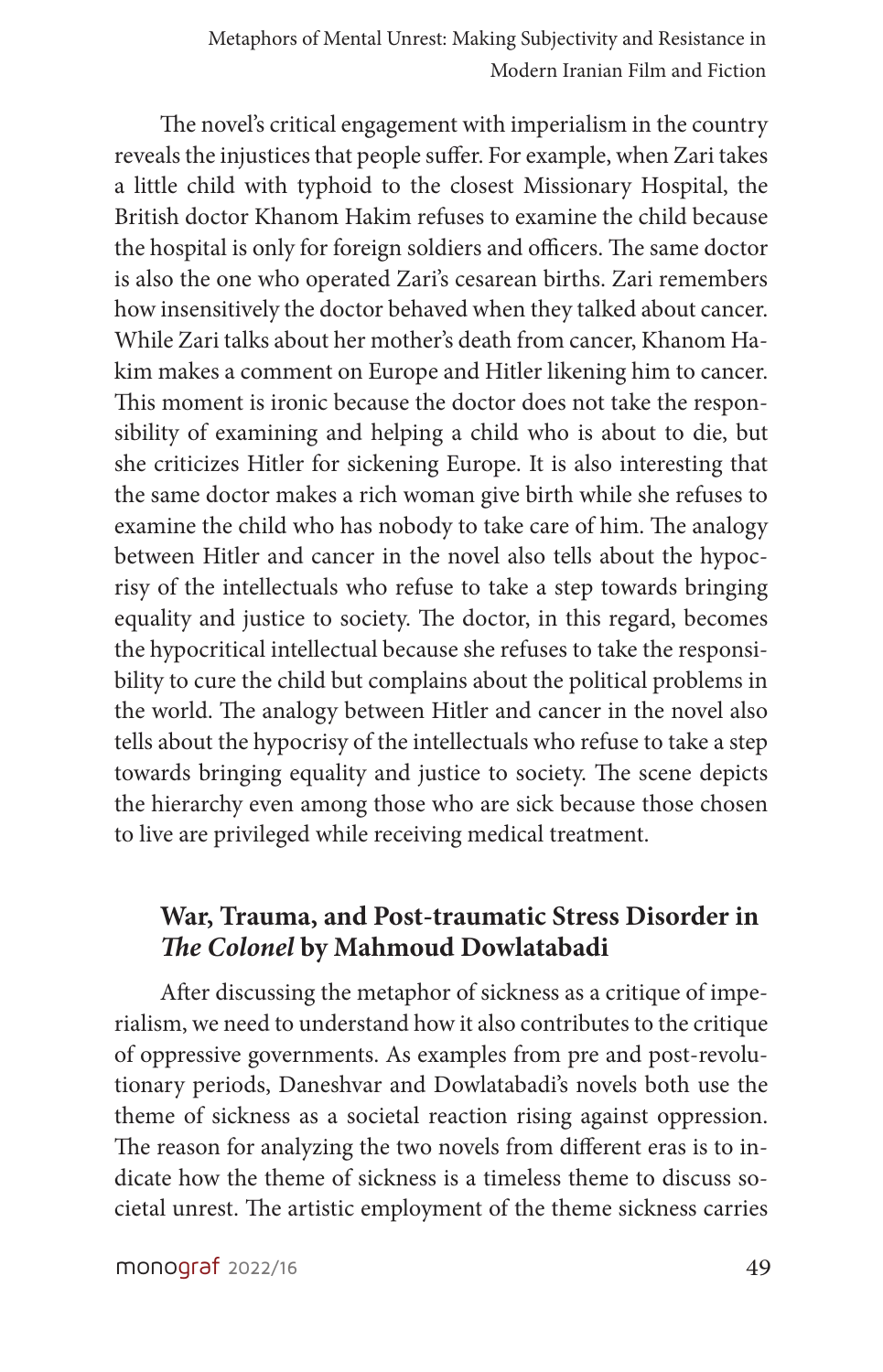The novel's critical engagement with imperialism in the country reveals the injustices that people suffer. For example, when Zari takes a little child with typhoid to the closest Missionary Hospital, the British doctor Khanom Hakim refuses to examine the child because the hospital is only for foreign soldiers and officers. The same doctor is also the one who operated Zari's cesarean births. Zari remembers how insensitively the doctor behaved when they talked about cancer. While Zari talks about her mother's death from cancer, Khanom Hakim makes a comment on Europe and Hitler likening him to cancer. This moment is ironic because the doctor does not take the responsibility of examining and helping a child who is about to die, but she criticizes Hitler for sickening Europe. It is also interesting that the same doctor makes a rich woman give birth while she refuses to examine the child who has nobody to take care of him. The analogy between Hitler and cancer in the novel also tells about the hypocrisy of the intellectuals who refuse to take a step towards bringing equality and justice to society. The doctor, in this regard, becomes the hypocritical intellectual because she refuses to take the responsibility to cure the child but complains about the political problems in the world. The analogy between Hitler and cancer in the novel also tells about the hypocrisy of the intellectuals who refuse to take a step towards bringing equality and justice to society. The scene depicts the hierarchy even among those who are sick because those chosen to live are privileged while receiving medical treatment.

## War, Trauma, and Post-traumatic Stress Disorder in *The Colonel* by Mahmoud Dowlatabadi

After discussing the metaphor of sickness as a critique of imperialism, we need to understand how it also contributes to the critique of oppressive governments. As examples from pre and post-revolutionary periods, Daneshvar and Dowlatabadi's novels both use the theme of sickness as a societal reaction rising against oppression. The reason for analyzing the two novels from different eras is to indicate how the theme of sickness is a timeless theme to discuss societal unrest. The artistic employment of the theme sickness carries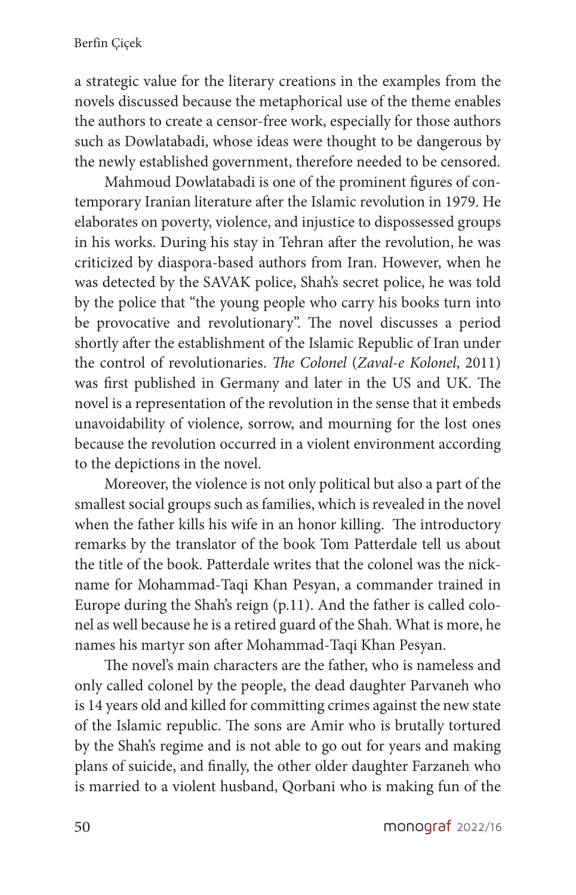a strategic value for the literary creations in the examples from the novels discussed because the metaphorical use of the theme enables the authors to create a censor-free work, especially for those authors such as Dowlatabadi, whose ideas were thought to be dangerous by the newly established government, therefore needed to be censored.

Mahmoud Dowlatabadi is one of the prominent figures of contemporary Iranian literature after the Islamic revolution in 1979. He elaborates on poverty, violence, and injustice to dispossessed groups in his works. During his stay in Tehran after the revolution, he was criticized by diaspora-based authors from Iran. However, when he was detected by the SAVAK police, Shah's secret police, he was told by the police that "the young people who carry his books turn into be provocative and revolutionary". The novel discusses a period shortly after the establishment of the Islamic Republic of Iran under the control of revolutionaries. *The Colonel* (*Zaval-e Kolonel*, 2011) was first published in Germany and later in the US and UK. The novel is a representation of the revolution in the sense that it embeds unavoidability of violence, sorrow, and mourning for the lost ones because the revolution occurred in a violent environment according to the depictions in the novel.

Moreover, the violence is not only political but also a part of the smallest social groups such as families, which is revealed in the novel when the father kills his wife in an honor killing. The introductory remarks by the translator of the book Tom Patterdale tell us about the title of the book. Patterdale writes that the colonel was the nickname for Mohammad-Taqi Khan Pesyan, a commander trained in Europe during the Shah's reign (p.11). And the father is called colonel as well because he is a retired guard of the Shah. What is more, he names his martyr son after Mohammad-Taqi Khan Pesyan.

The novel's main characters are the father, who is nameless and only called colonel by the people, the dead daughter Parvaneh who is 14 years old and killed for committing crimes against the new state of the Islamic republic. The sons are Amir who is brutally tortured by the Shah's regime and is not able to go out for years and making plans of suicide, and finally, the other older daughter Farzaneh who is married to a violent husband, Qorbani who is making fun of the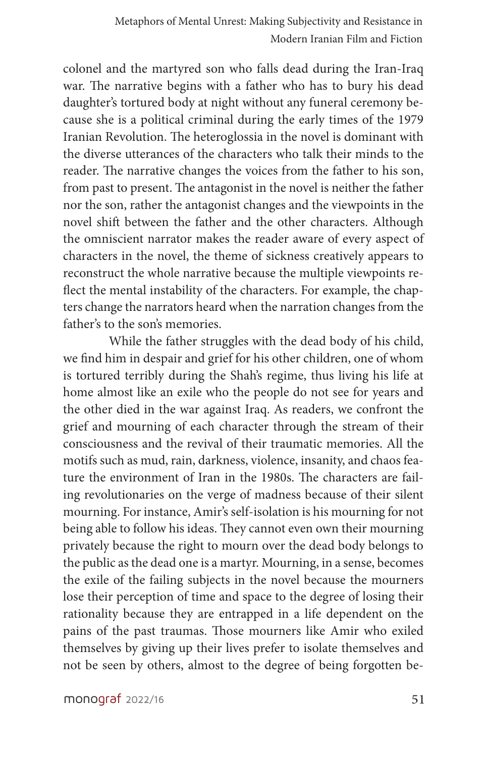colonel and the martyred son who falls dead during the Iran-Iraq war. The narrative begins with a father who has to bury his dead daughter's tortured body at night without any funeral ceremony because she is a political criminal during the early times of the 1979 Iranian Revolution. The heteroglossia in the novel is dominant with the diverse utterances of the characters who talk their minds to the reader. The narrative changes the voices from the father to his son, from past to present. The antagonist in the novel is neither the father nor the son, rather the antagonist changes and the viewpoints in the novel shift between the father and the other characters. Although the omniscient narrator makes the reader aware of every aspect of characters in the novel, the theme of sickness creatively appears to reconstruct the whole narrative because the multiple viewpoints reflect the mental instability of the characters. For example, the chapters change the narrators heard when the narration changes from the father's to the son's memories.

While the father struggles with the dead body of his child, we find him in despair and grief for his other children, one of whom is tortured terribly during the Shah's regime, thus living his life at home almost like an exile who the people do not see for years and the other died in the war against Iraq. As readers, we confront the grief and mourning of each character through the stream of their consciousness and the revival of their traumatic memories. All the motifs such as mud, rain, darkness, violence, insanity, and chaos feature the environment of Iran in the 1980s. The characters are failing revolutionaries on the verge of madness because of their silent mourning. For instance, Amir's self-isolation is his mourning for not being able to follow his ideas. They cannot even own their mourning privately because the right to mourn over the dead body belongs to the public as the dead one is a martyr. Mourning, in a sense, becomes the exile of the failing subjects in the novel because the mourners lose their perception of time and space to the degree of losing their rationality because they are entrapped in a life dependent on the pains of the past traumas. Those mourners like Amir who exiled themselves by giving up their lives prefer to isolate themselves and not be seen by others, almost to the degree of being forgotten be-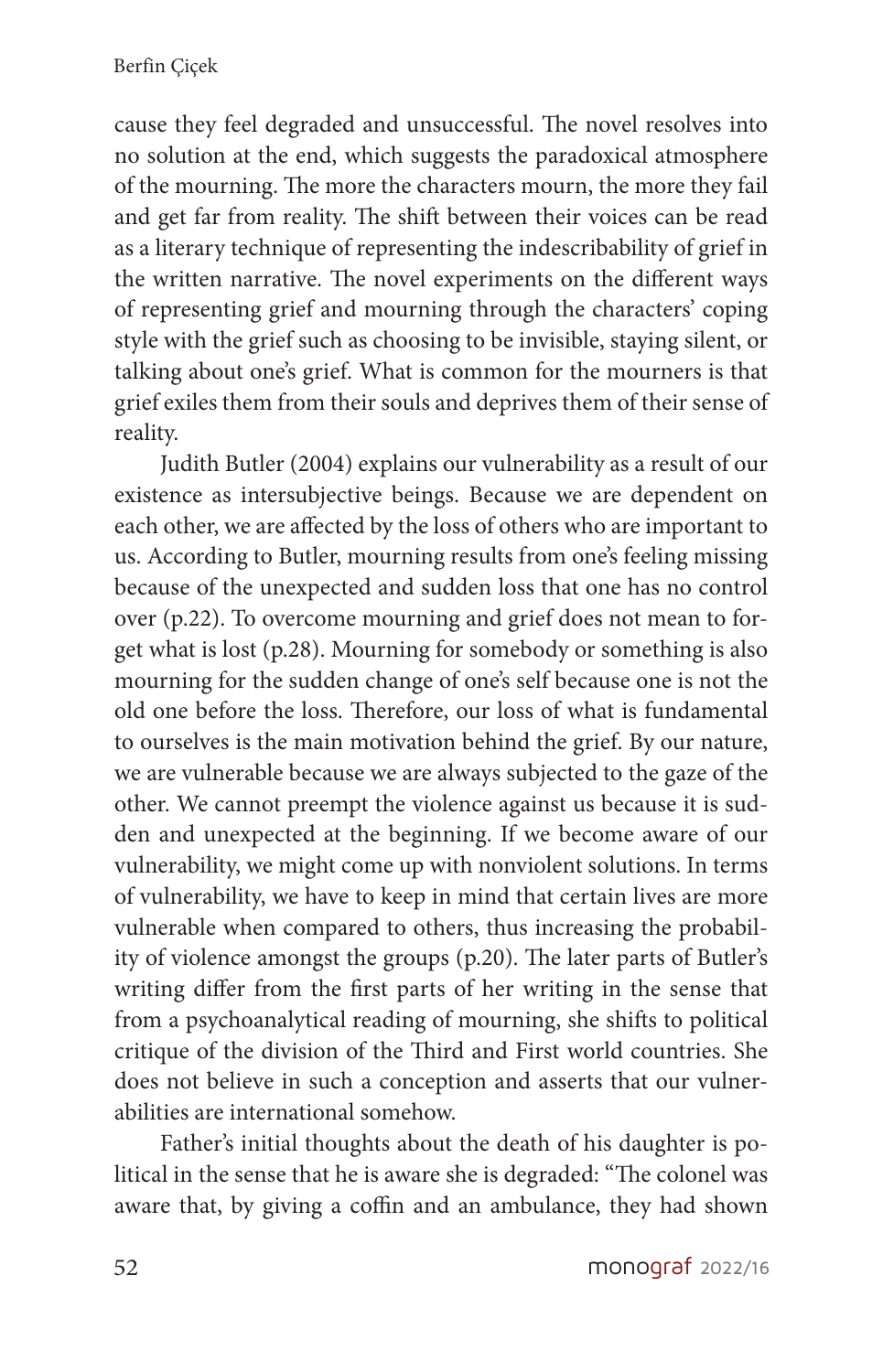cause they feel degraded and unsuccessful. The novel resolves into no solution at the end, which suggests the paradoxical atmosphere of the mourning. The more the characters mourn, the more they fail and get far from reality. The shift between their voices can be read as a literary technique of representing the indescribability of grief in the written narrative. The novel experiments on the different ways of representing grief and mourning through the characters' coping style with the grief such as choosing to be invisible, staying silent, or talking about one's grief. What is common for the mourners is that grief exiles them from their souls and deprives them of their sense of reality.

Judith Butler (2004) explains our vulnerability as a result of our existence as intersubjective beings. Because we are dependent on each other, we are affected by the loss of others who are important to us. According to Butler, mourning results from one's feeling missing because of the unexpected and sudden loss that one has no control over (p.22). To overcome mourning and grief does not mean to forget what is lost (p.28). Mourning for somebody or something is also mourning for the sudden change of one's self because one is not the old one before the loss. Therefore, our loss of what is fundamental to ourselves is the main motivation behind the grief. By our nature, we are vulnerable because we are always subjected to the gaze of the other. We cannot preempt the violence against us because it is sudden and unexpected at the beginning. If we become aware of our vulnerability, we might come up with nonviolent solutions. In terms of vulnerability, we have to keep in mind that certain lives are more vulnerable when compared to others, thus increasing the probability of violence amongst the groups (p.20). The later parts of Butler's writing differ from the first parts of her writing in the sense that from a psychoanalytical reading of mourning, she shifts to political critique of the division of the Third and First world countries. She does not believe in such a conception and asserts that our vulnerabilities are international somehow.

Father's initial thoughts about the death of his daughter is political in the sense that he is aware she is degraded: "The colonel was aware that, by giving a coffin and an ambulance, they had shown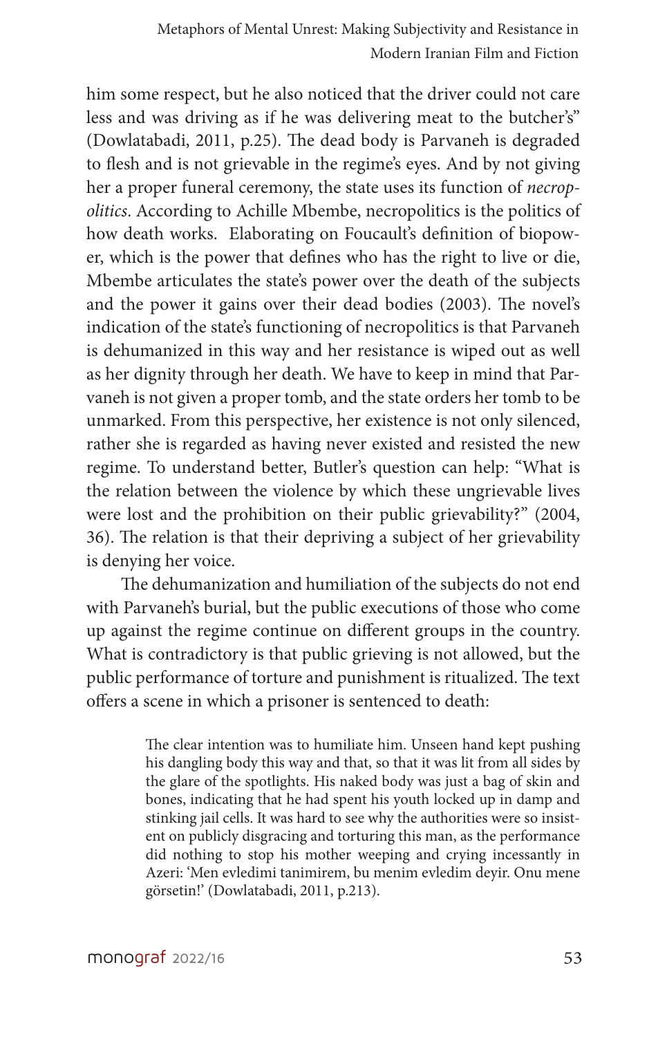him some respect, but he also noticed that the driver could not care less and was driving as if he was delivering meat to the butcher's" (Dowlatabadi, 2011, p.25). The dead body is Parvaneh is degraded to flesh and is not grievable in the regime's eyes. And by not giving her a proper funeral ceremony, the state uses its function of *necropolitics*. According to Achille Mbembe, necropolitics is the politics of how death works. Elaborating on Foucault's definition of biopower, which is the power that defines who has the right to live or die, Mbembe articulates the state's power over the death of the subjects and the power it gains over their dead bodies (2003). The novel's indication of the state's functioning of necropolitics is that Parvaneh is dehumanized in this way and her resistance is wiped out as well as her dignity through her death. We have to keep in mind that Parvaneh is not given a proper tomb, and the state orders her tomb to be unmarked. From this perspective, her existence is not only silenced, rather she is regarded as having never existed and resisted the new regime. To understand better, Butler's question can help: "What is the relation between the violence by which these ungrievable lives were lost and the prohibition on their public grievability?" (2004, 36). The relation is that their depriving a subject of her grievability is denying her voice.

The dehumanization and humiliation of the subjects do not end with Parvaneh's burial, but the public executions of those who come up against the regime continue on different groups in the country. What is contradictory is that public grieving is not allowed, but the public performance of torture and punishment is ritualized. The text offers a scene in which a prisoner is sentenced to death:

> The clear intention was to humiliate him. Unseen hand kept pushing his dangling body this way and that, so that it was lit from all sides by the glare of the spotlights. His naked body was just a bag of skin and bones, indicating that he had spent his youth locked up in damp and stinking jail cells. It was hard to see why the authorities were so insistent on publicly disgracing and torturing this man, as the performance did nothing to stop his mother weeping and crying incessantly in Azeri: 'Men evledimi tanimirem, bu menim evledim deyir. Onu mene görsetin!' (Dowlatabadi, 2011, p.213).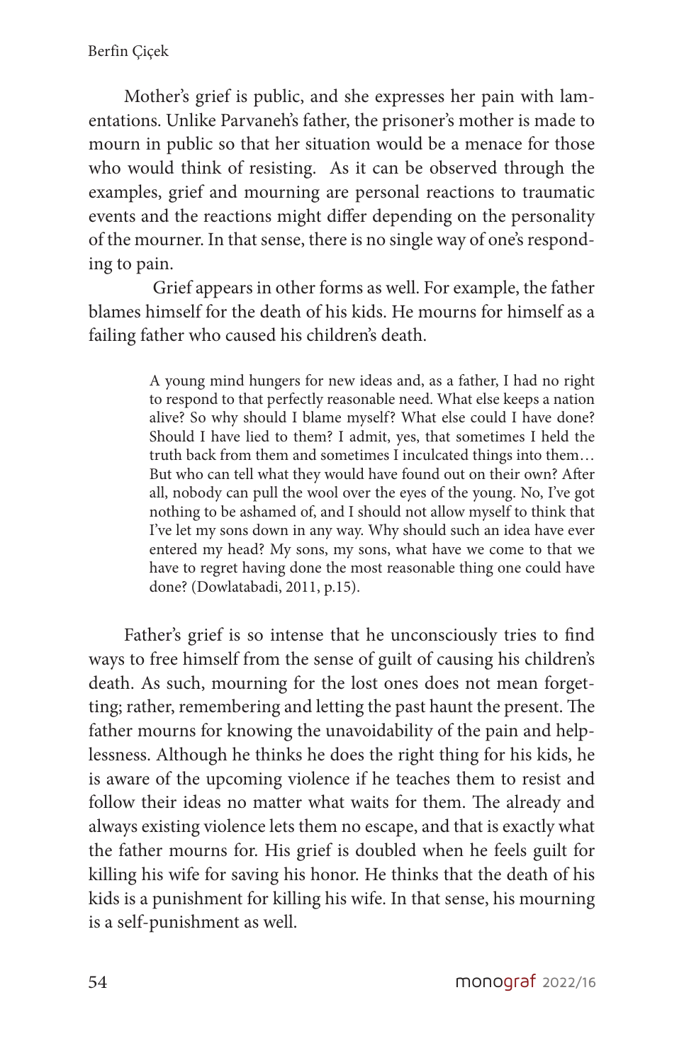Mother's grief is public, and she expresses her pain with lamentations. Unlike Parvaneh's father, the prisoner's mother is made to mourn in public so that her situation would be a menace for those who would think of resisting. As it can be observed through the examples, grief and mourning are personal reactions to traumatic events and the reactions might differ depending on the personality of the mourner. In that sense, there is no single way of one's responding to pain.

Grief appears in other forms as well. For example, the father blames himself for the death of his kids. He mourns for himself as a failing father who caused his children's death.

> A young mind hungers for new ideas and, as a father, I had no right to respond to that perfectly reasonable need. What else keeps a nation alive? So why should I blame myself? What else could I have done? Should I have lied to them? I admit, yes, that sometimes I held the truth back from them and sometimes I inculcated things into them… But who can tell what they would have found out on their own? After all, nobody can pull the wool over the eyes of the young. No, I've got nothing to be ashamed of, and I should not allow myself to think that I've let my sons down in any way. Why should such an idea have ever entered my head? My sons, my sons, what have we come to that we have to regret having done the most reasonable thing one could have done? (Dowlatabadi, 2011, p.15).

Father's grief is so intense that he unconsciously tries to find ways to free himself from the sense of guilt of causing his children's death. As such, mourning for the lost ones does not mean forgetting; rather, remembering and letting the past haunt the present. The father mourns for knowing the unavoidability of the pain and helplessness. Although he thinks he does the right thing for his kids, he is aware of the upcoming violence if he teaches them to resist and follow their ideas no matter what waits for them. The already and always existing violence lets them no escape, and that is exactly what the father mourns for. His grief is doubled when he feels guilt for killing his wife for saving his honor. He thinks that the death of his kids is a punishment for killing his wife. In that sense, his mourning is a self-punishment as well.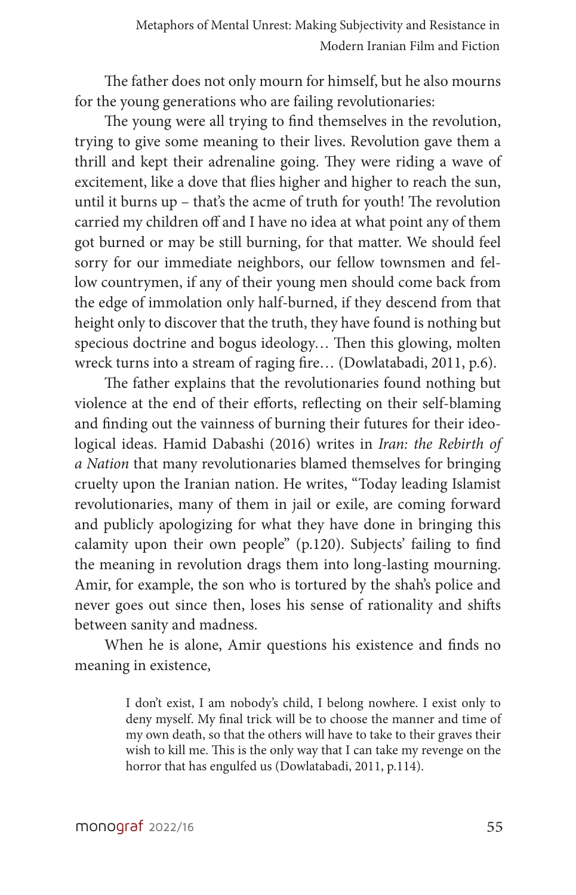The father does not only mourn for himself, but he also mourns for the young generations who are failing revolutionaries:

The young were all trying to find themselves in the revolution, trying to give some meaning to their lives. Revolution gave them a thrill and kept their adrenaline going. They were riding a wave of excitement, like a dove that flies higher and higher to reach the sun, until it burns up – that's the acme of truth for youth! The revolution carried my children off and I have no idea at what point any of them got burned or may be still burning, for that matter. We should feel sorry for our immediate neighbors, our fellow townsmen and fellow countrymen, if any of their young men should come back from the edge of immolation only half-burned, if they descend from that height only to discover that the truth, they have found is nothing but specious doctrine and bogus ideology… Then this glowing, molten wreck turns into a stream of raging fire… (Dowlatabadi, 2011, p.6).

The father explains that the revolutionaries found nothing but violence at the end of their efforts, reflecting on their self-blaming and finding out the vainness of burning their futures for their ideological ideas. Hamid Dabashi (2016) writes in *Iran: the Rebirth of a Nation* that many revolutionaries blamed themselves for bringing cruelty upon the Iranian nation. He writes, "Today leading Islamist revolutionaries, many of them in jail or exile, are coming forward and publicly apologizing for what they have done in bringing this calamity upon their own people" (p.120). Subjects' failing to find the meaning in revolution drags them into long-lasting mourning. Amir, for example, the son who is tortured by the shah's police and never goes out since then, loses his sense of rationality and shifts between sanity and madness.

When he is alone, Amir questions his existence and finds no meaning in existence,

> I don't exist, I am nobody's child, I belong nowhere. I exist only to deny myself. My final trick will be to choose the manner and time of my own death, so that the others will have to take to their graves their wish to kill me. This is the only way that I can take my revenge on the horror that has engulfed us (Dowlatabadi, 2011, p.114).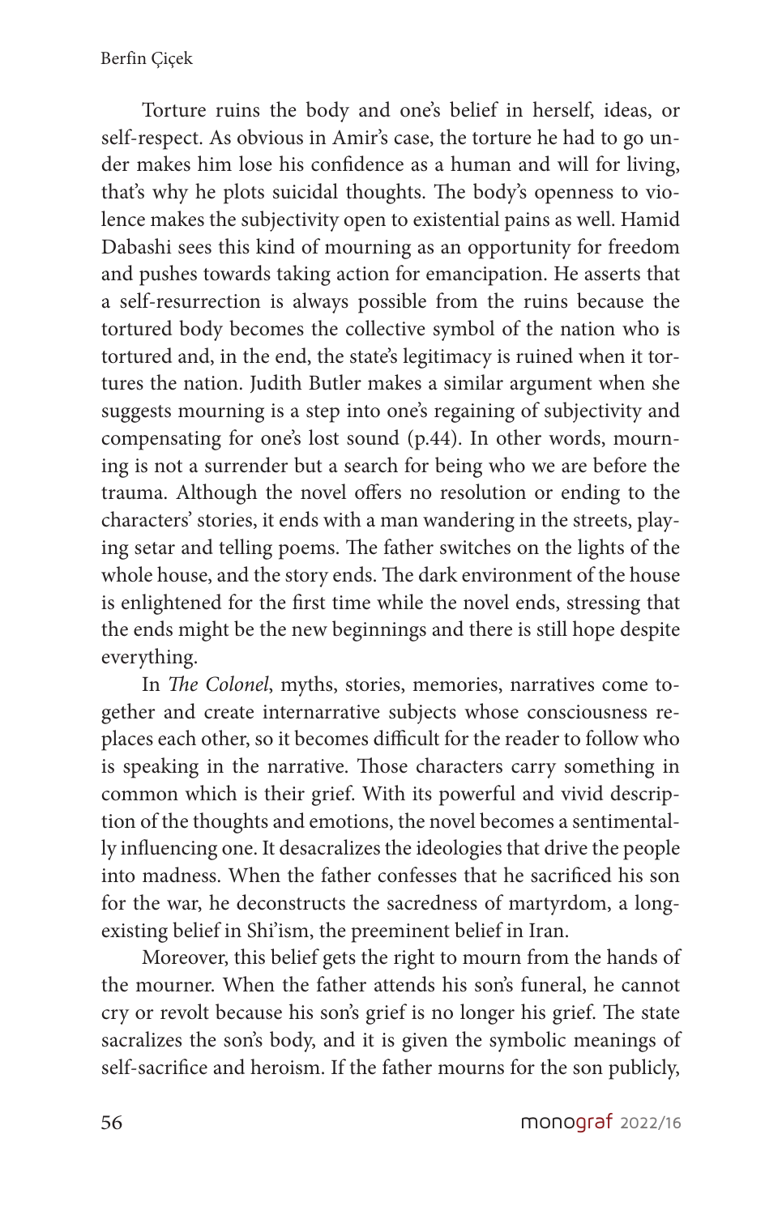Torture ruins the body and one's belief in herself, ideas, or self-respect. As obvious in Amir's case, the torture he had to go under makes him lose his confidence as a human and will for living, that's why he plots suicidal thoughts. The body's openness to violence makes the subjectivity open to existential pains as well. Hamid Dabashi sees this kind of mourning as an opportunity for freedom and pushes towards taking action for emancipation. He asserts that a self-resurrection is always possible from the ruins because the tortured body becomes the collective symbol of the nation who is tortured and, in the end, the state's legitimacy is ruined when it tortures the nation. Judith Butler makes a similar argument when she suggests mourning is a step into one's regaining of subjectivity and compensating for one's lost sound (p.44). In other words, mourning is not a surrender but a search for being who we are before the trauma. Although the novel offers no resolution or ending to the characters' stories, it ends with a man wandering in the streets, playing setar and telling poems. The father switches on the lights of the whole house, and the story ends. The dark environment of the house is enlightened for the first time while the novel ends, stressing that the ends might be the new beginnings and there is still hope despite everything.

In *The Colonel*, myths, stories, memories, narratives come together and create internarrative subjects whose consciousness replaces each other, so it becomes difficult for the reader to follow who is speaking in the narrative. Those characters carry something in common which is their grief. With its powerful and vivid description of the thoughts and emotions, the novel becomes a sentimentally influencing one. It desacralizes the ideologies that drive the people into madness. When the father confesses that he sacrificed his son for the war, he deconstructs the sacredness of martyrdom, a long-existing belief in Shi'ism, the preeminent belief in Iran.

Moreover, this belief gets the right to mourn from the hands of the mourner. When the father attends his son's funeral, he cannot cry or revolt because his son's grief is no longer his grief. The state sacralizes the son's body, and it is given the symbolic meanings of self-sacrifice and heroism. If the father mourns for the son publicly,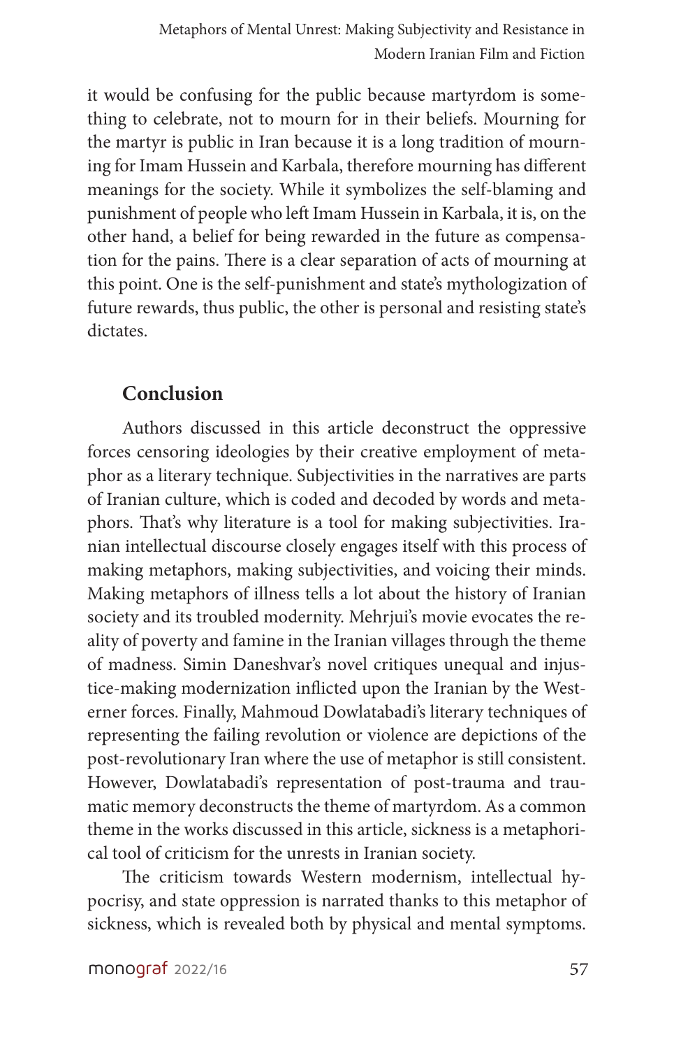it would be confusing for the public because martyrdom is something to celebrate, not to mourn for in their beliefs. Mourning for the martyr is public in Iran because it is a long tradition of mourning for Imam Hussein and Karbala, therefore mourning has different meanings for the society. While it symbolizes the self-blaming and punishment of people who left Imam Hussein in Karbala, it is, on the other hand, a belief for being rewarded in the future as compensation for the pains. There is a clear separation of acts of mourning at this point. One is the self-punishment and state's mythologization of future rewards, thus public, the other is personal and resisting state's dictates.

## Conclusion

Authors discussed in this article deconstruct the oppressive forces censoring ideologies by their creative employment of metaphor as a literary technique. Subjectivities in the narratives are parts of Iranian culture, which is coded and decoded by words and metaphors. That's why literature is a tool for making subjectivities. Iranian intellectual discourse closely engages itself with this process of making metaphors, making subjectivities, and voicing their minds. Making metaphors of illness tells a lot about the history of Iranian society and its troubled modernity. Mehrjui's movie evokes the reality of poverty and famine in the Iranian villages through the theme of madness. Simin Daneshvar's novel critiques unequal and injustice-making modernization inflicted upon the Iranian by the Westerner forces. Finally, Mahmoud Dowlatabadi's literary techniques of representing the failing revolution or violence are depictions of the post-revolutionary Iran where the use of metaphor is still consistent. However, Dowlatabadi's representation of post-trauma and traumatic memory deconstructs the theme of martyrdom. As a common theme in the works discussed in this article, sickness is a metaphorical tool of criticism for the unrests in Iranian society.

The criticism towards Western modernism, intellectual hypocrisy, and state oppression is narrated thanks to this metaphor of sickness, which is revealed both by physical and mental symptoms.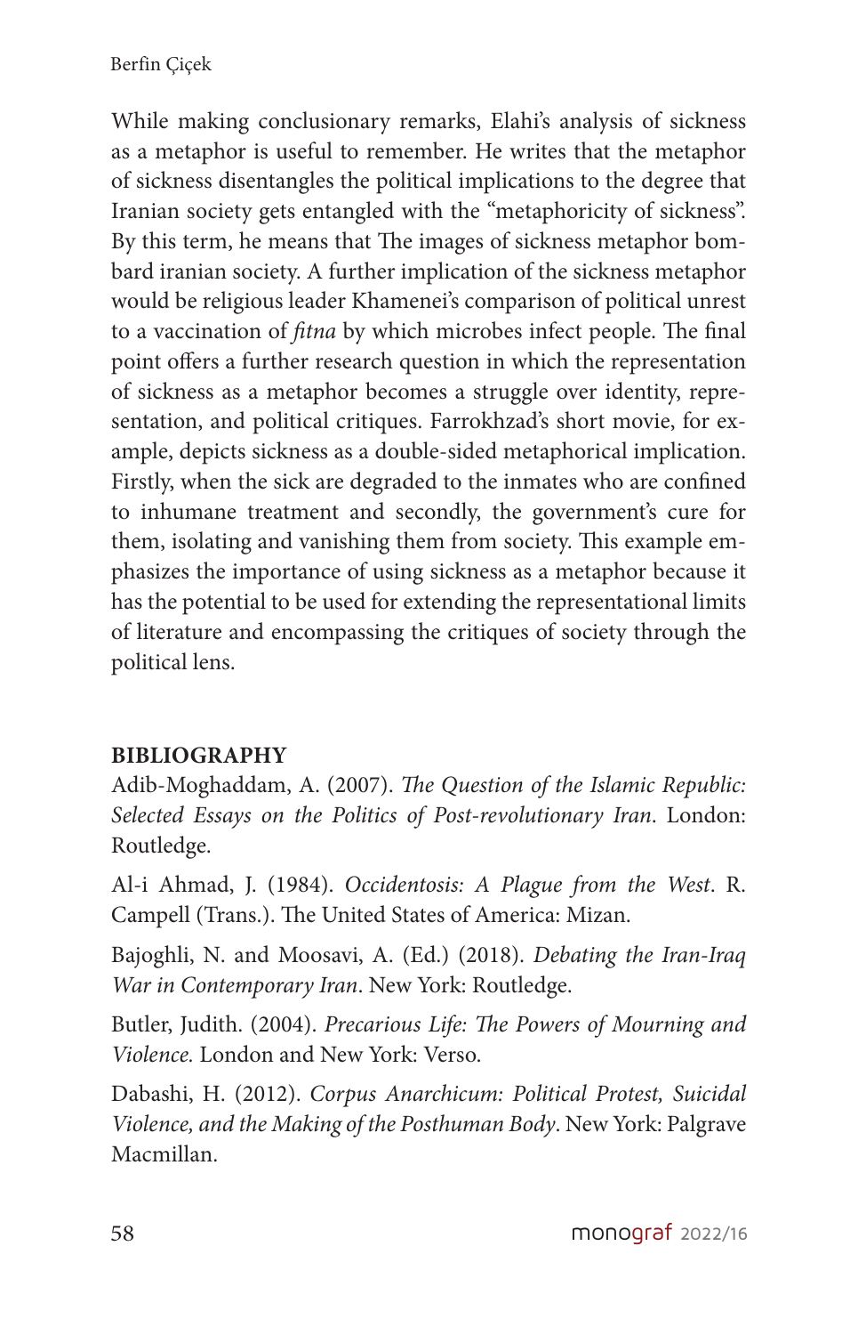While making conclusionary remarks, Elahi's analysis of sickness as a metaphor is useful to remember. He writes that the metaphor of sickness disentangles the political implications to the degree that Iranian society gets entangled with the "metaphoricity of sickness". By this term, he means that The images of sickness metaphor bombard iranian society. A further implication of the sickness metaphor would be religious leader Khamenei's comparison of political unrest to a vaccination of *fitna* by which microbes infect people. The final point offers a further research question in which the representation of sickness as a metaphor becomes a struggle over identity, representation, and political critiques. Farrokhzad's short movie, for example, depicts sickness as a double-sided metaphorical implication. Firstly, when the sick are degraded to the inmates who are confined to inhumane treatment and secondly, the government's cure for them, isolating and vanishing them from society. This example emphasizes the importance of using sickness as a metaphor because it has the potential to be used for extending the representational limits of literature and encompassing the critiques of society through the political lens.

## BIBLIOGRAPHY

Adib-Moghaddam, A. (2007). *The Question of the Islamic Republic: Selected Essays on the Politics of Post-revolutionary Iran*. London: Routledge.

Al-i Ahmad, J. (1984). *Occidentosis: A Plague from the West*. R. Campell (Trans.). The United States of America: Mizan.

Bajoghli, N. and Moosavi, A. (Ed.) (2018). *Debating the Iran-Iraq War in Contemporary Iran*. New York: Routledge.

Butler, Judith. (2004). *Precarious Life: The Powers of Mourning and Violence.* London and New York: Verso.

Dabashi, H. (2012). *Corpus Anarchicum: Political Protest, Suicidal Violence, and the Making of the Posthuman Body*. New York: Palgrave Macmillan.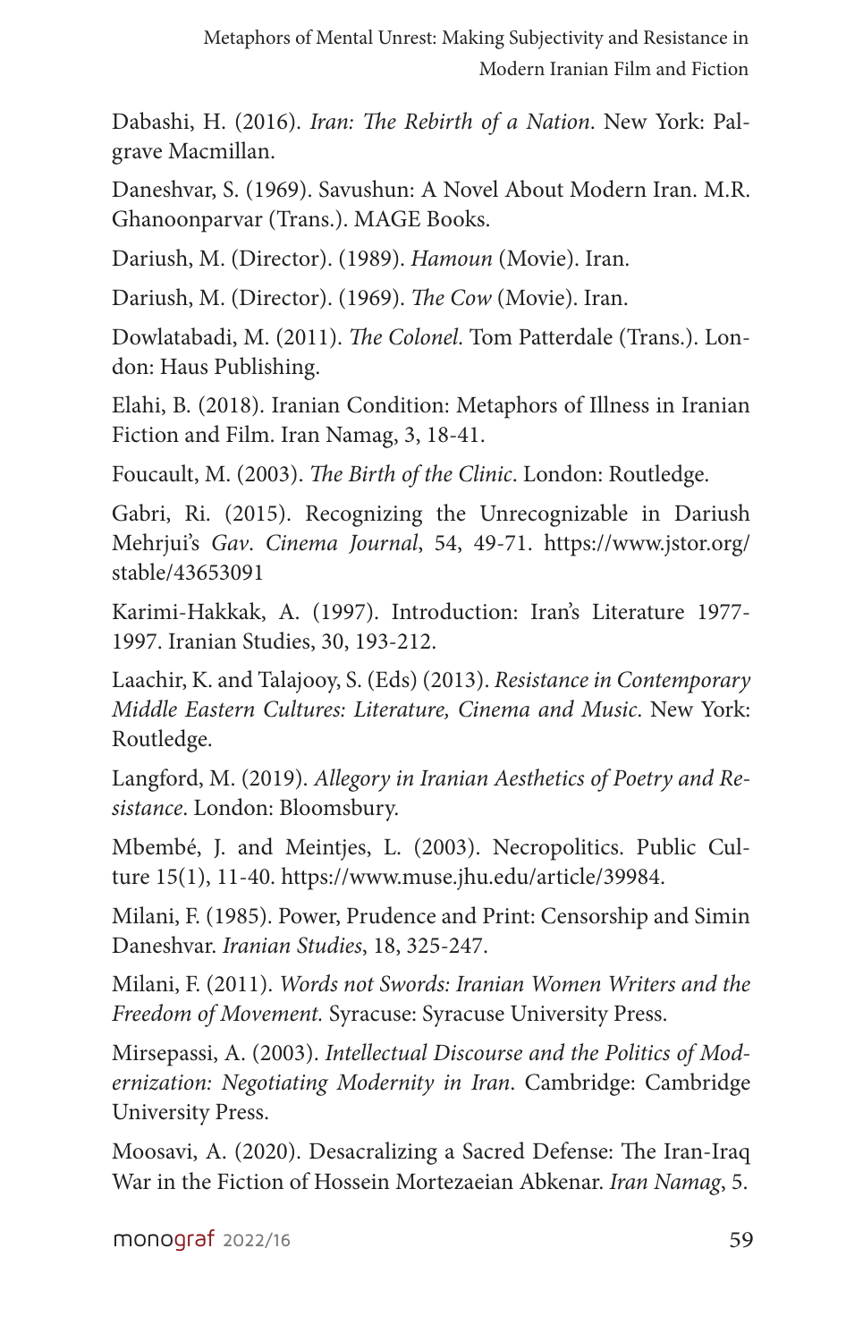Dabashi, H. (2016). *Iran: The Rebirth of a Nation*. New York: Palgrave Macmillan.

Daneshvar, S. (1969). Savushun: A Novel About Modern Iran. M.R. Ghanoonparvar (Trans.). MAGE Books.

Dariush, M. (Director). (1989). *Hamoun* (Movie). Iran.

Dariush, M. (Director). (1969). *The Cow* (Movie). Iran.

Dowlatabadi, M. (2011). *The Colonel*. Tom Patterdale (Trans.). London: Haus Publishing.

Elahi, B. (2018). Iranian Condition: Metaphors of Illness in Iranian Fiction and Film. Iran Namag, 3, 18-41.

Foucault, M. (2003). *The Birth of the Clinic*. London: Routledge.

Gabri, Ri. (2015). Recognizing the Unrecognizable in Dariush Mehrjui's *Gav*. *Cinema Journal*, 54, 49-71. https://www.jstor.org/stable/43653091

Karimi-Hakkak, A. (1997). Introduction: Iran's Literature 1977-1997. Iranian Studies, 30, 193-212.

Laachir, K. and Talajooy, S. (Eds) (2013). *Resistance in Contemporary Middle Eastern Cultures: Literature, Cinema and Music*. New York: Routledge.

Langford, M. (2019). *Allegory in Iranian Aesthetics of Poetry and Resistance*. London: Bloomsbury.

Mbembé, J. and Meintjes, L. (2003). Necropolitics. Public Culture 15(1), 11-40. https://www.muse.jhu.edu/article/39984.

Milani, F. (1985). Power, Prudence and Print: Censorship and Simin Daneshvar. *Iranian Studies*, 18, 325-247.

Milani, F. (2011). *Words not Swords: Iranian Women Writers and the Freedom of Movement.* Syracuse: Syracuse University Press.

Mirsepassi, A. (2003). *Intellectual Discourse and the Politics of Modernization: Negotiating Modernity in Iran*. Cambridge: Cambridge University Press.

Moosavi, A. (2020). Desacralizing a Sacred Defense: The Iran-Iraq War in the Fiction of Hossein Mortezaeian Abkenar. *Iran Namag*, 5.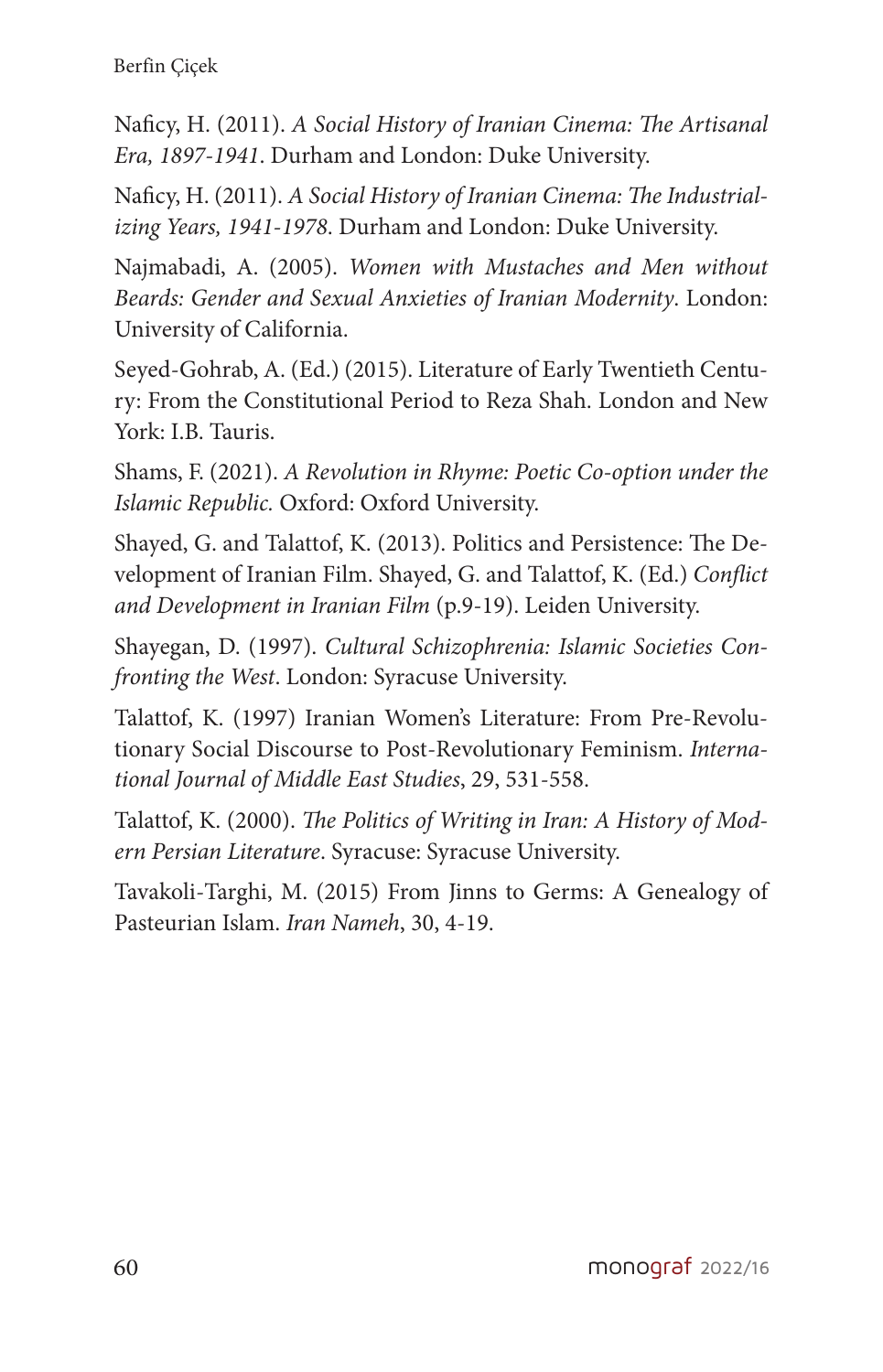Naficy, H. (2011). *A Social History of Iranian Cinema: The Artisanal Era, 1897-1941*. Durham and London: Duke University.

Naficy, H. (2011). *A Social History of Iranian Cinema: The Industrializing Years, 1941-1978*. Durham and London: Duke University.

Najmabadi, A. (2005). *Women with Mustaches and Men without Beards: Gender and Sexual Anxieties of Iranian Modernity*. London: University of California.

Seyed-Gohrab, A. (Ed.) (2015). Literature of Early Twentieth Century: From the Constitutional Period to Reza Shah. London and New York: I.B. Tauris.

Shams, F. (2021). *A Revolution in Rhyme: Poetic Co-option under the Islamic Republic.* Oxford: Oxford University.

Shayed, G. and Talattof, K. (2013). Politics and Persistence: The Development of Iranian Film. Shayed, G. and Talattof, K. (Ed.) *Conflict and Development in Iranian Film* (p.9-19). Leiden University.

Shayegan, D. (1997). *Cultural Schizophrenia: Islamic Societies Confronting the West*. London: Syracuse University.

Talattof, K. (1997) Iranian Women's Literature: From Pre-Revolutionary Social Discourse to Post-Revolutionary Feminism. *International Journal of Middle East Studies*, 29, 531-558.

Talattof, K. (2000). *The Politics of Writing in Iran: A History of Modern Persian Literature*. Syracuse: Syracuse University.

Tavakoli-Targhi, M. (2015) From Jinns to Germs: A Genealogy of Pasteurian Islam. *Iran Nameh*, 30, 4-19.